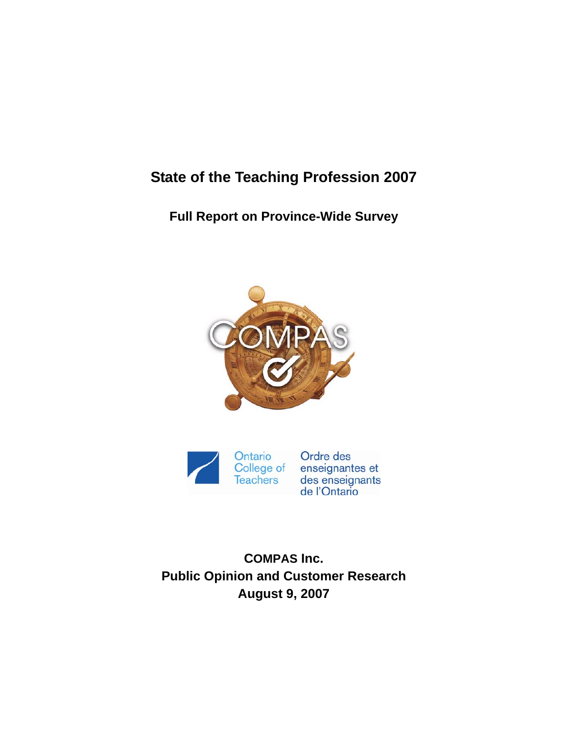# State of the Teaching Profession 2007

## Full Report on Province-Wide Survey

Ontario College of Teachers

Ordre des enseignantes et des enseignants de l'Ontario

**COMPAS Inc.**
**Public Opinion and Customer Research**
**August 9, 2007**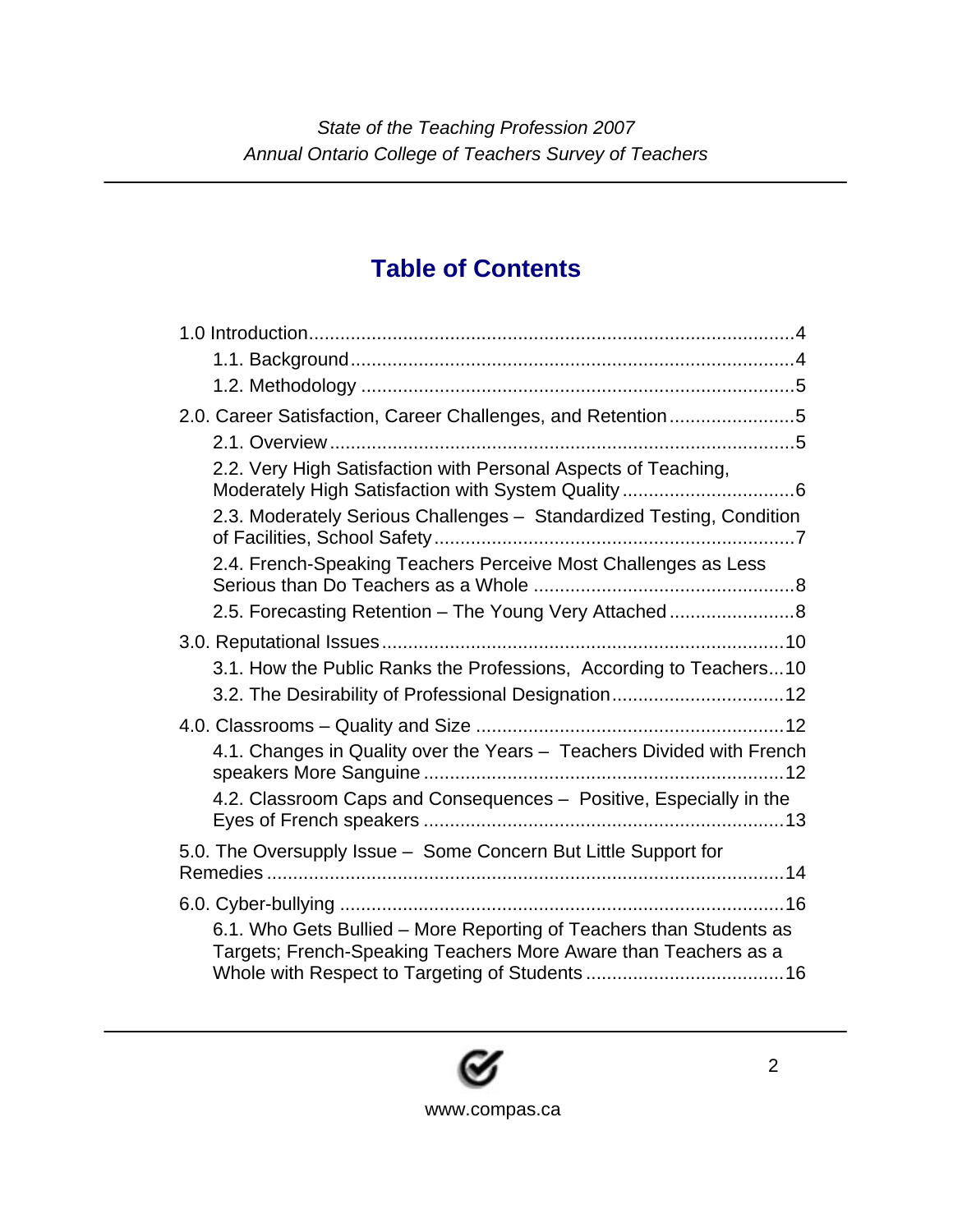# Table of Contents

1.0 Introduction....................................................................................4

- 1.1. Background....................................................................................4
- 1.2. Methodology ..................................................................................5

2.0. Career Satisfaction, Career Challenges, and Retention........................5

- 2.1. Overview........................................................................................5
- 2.2. Very High Satisfaction with Personal Aspects of Teaching, Moderately High Satisfaction with System Quality.................................6
- 2.3. Moderately Serious Challenges – Standardized Testing, Condition of Facilities, School Safety....................................................................7
- 2.4. French-Speaking Teachers Perceive Most Challenges as Less Serious than Do Teachers as a Whole ..................................................8
- 2.5. Forecasting Retention – The Young Very Attached........................8

3.0. Reputational Issues............................................................................10

- 3.1. How the Public Ranks the Professions, According to Teachers...10
- 3.2. The Desirability of Professional Designation.................................12

4.0. Classrooms – Quality and Size ..........................................................12

- 4.1. Changes in Quality over the Years – Teachers Divided with French speakers More Sanguine ....................................................................12
- 4.2. Classroom Caps and Consequences – Positive, Especially in the Eyes of French speakers ....................................................................13

5.0. The Oversupply Issue – Some Concern But Little Support for Remedies ..................................................................................................14

6.0. Cyber-bullying ....................................................................................16

- 6.1. Who Gets Bullied – More Reporting of Teachers than Students as Targets; French-Speaking Teachers More Aware than Teachers as a Whole with Respect to Targeting of Students ......................................16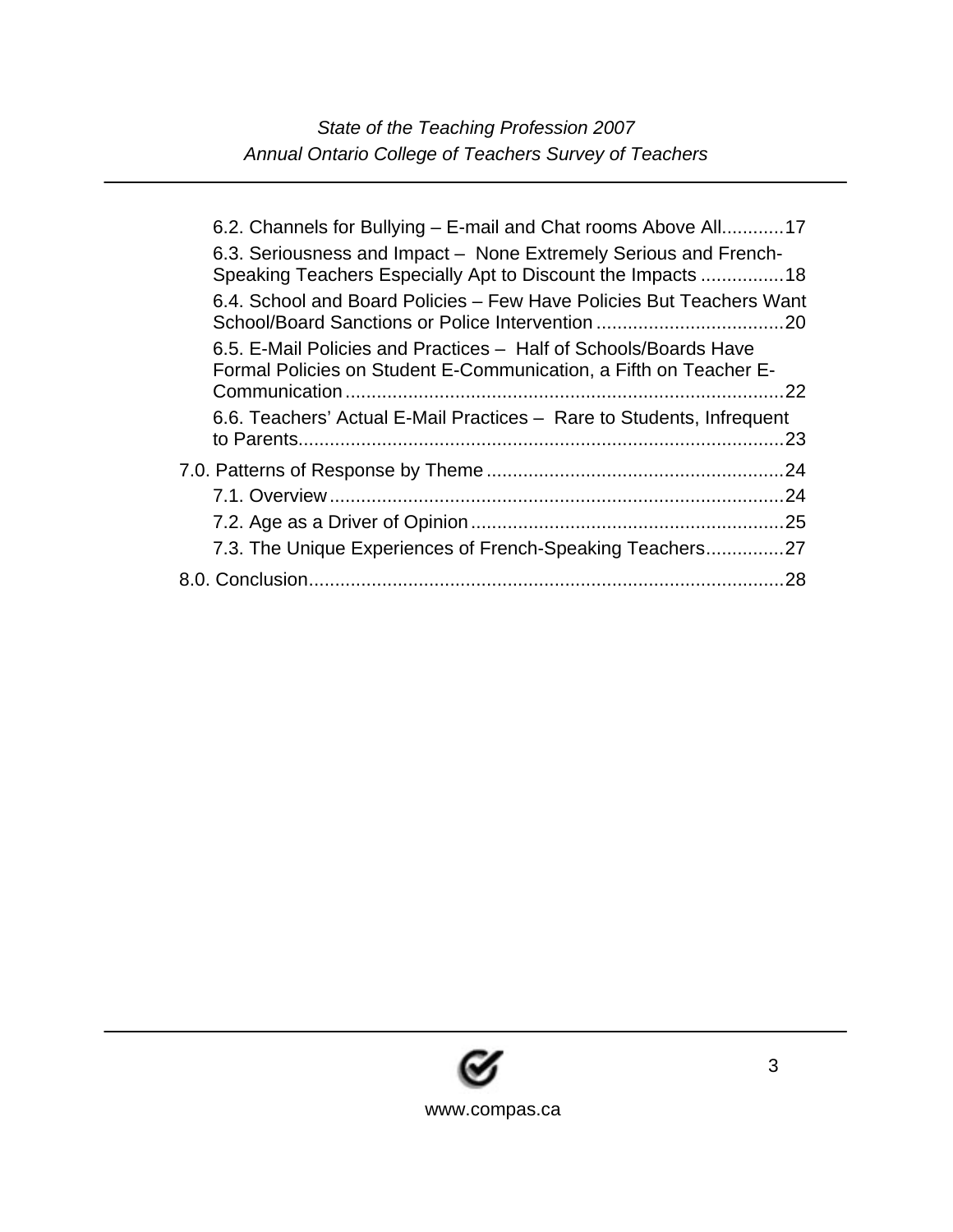- 6.2. Channels for Bullying – E-mail and Chat rooms Above All............17
- 6.3. Seriousness and Impact – None Extremely Serious and French-Speaking Teachers Especially Apt to Discount the Impacts ................18
- 6.4. School and Board Policies – Few Have Policies But Teachers Want School/Board Sanctions or Police Intervention ....................................20
- 6.5. E-Mail Policies and Practices – Half of Schools/Boards Have Formal Policies on Student E-Communication, a Fifth on Teacher E-Communication ....................................................................................22
- 6.6. Teachers' Actual E-Mail Practices – Rare to Students, Infrequent to Parents.............................................................................................23

7.0. Patterns of Response by Theme .........................................................24

- 7.1. Overview ........................................................................................24
- 7.2. Age as a Driver of Opinion ............................................................25
- 7.3. The Unique Experiences of French-Speaking Teachers...............27

8.0. Conclusion............................................................................................28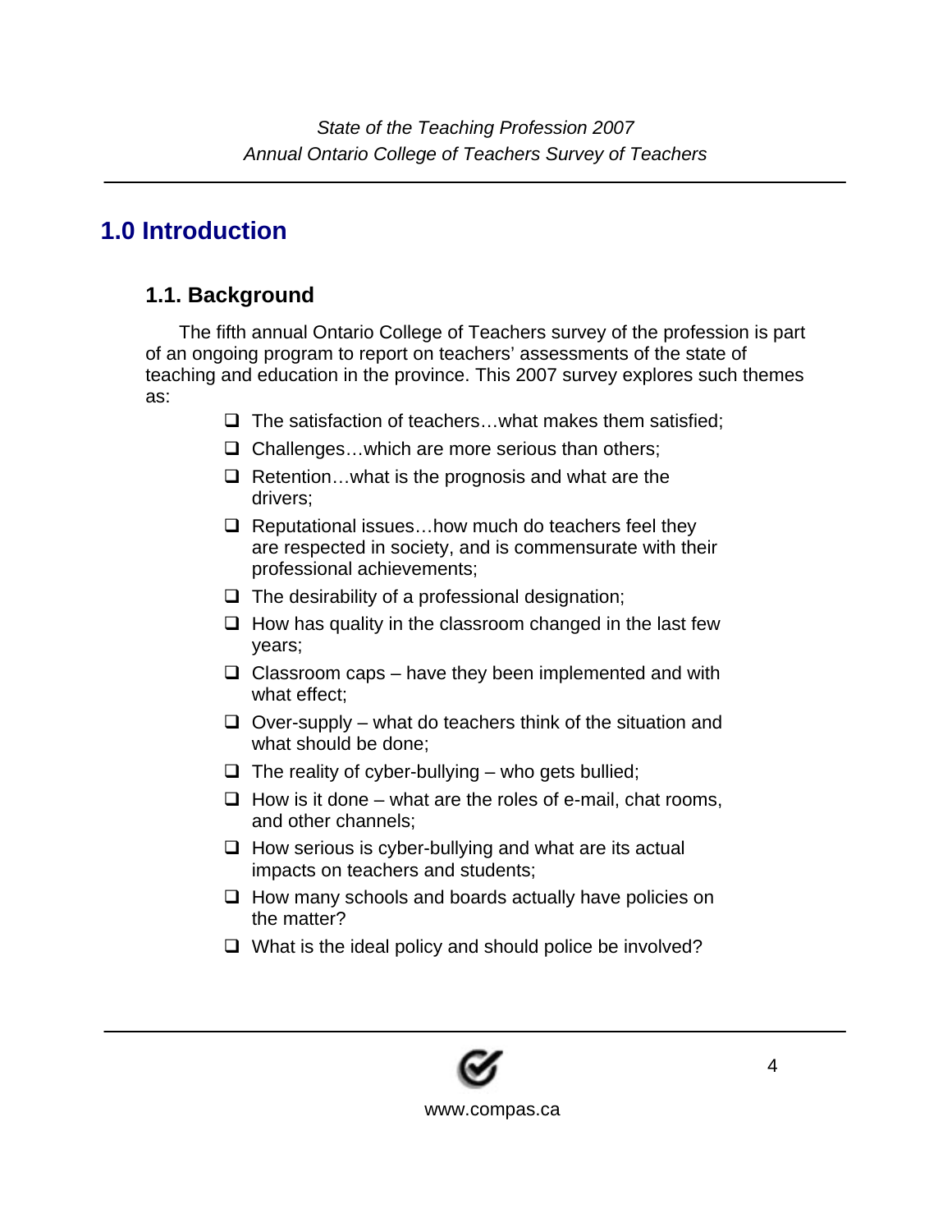# 1.0 Introduction

## 1.1. Background

The fifth annual Ontario College of Teachers survey of the profession is part of an ongoing program to report on teachers' assessments of the state of teaching and education in the province. This 2007 survey explores such themes as:

- The satisfaction of teachers…what makes them satisfied;
- Challenges…which are more serious than others;
- Retention…what is the prognosis and what are the drivers;
- Reputational issues…how much do teachers feel they are respected in society, and is commensurate with their professional achievements;
- The desirability of a professional designation;
- How has quality in the classroom changed in the last few years;
- Classroom caps – have they been implemented and with what effect;
- Over-supply – what do teachers think of the situation and what should be done;
- The reality of cyber-bullying – who gets bullied;
- How is it done – what are the roles of e-mail, chat rooms, and other channels;
- How serious is cyber-bullying and what are its actual impacts on teachers and students;
- How many schools and boards actually have policies on the matter?
- What is the ideal policy and should police be involved?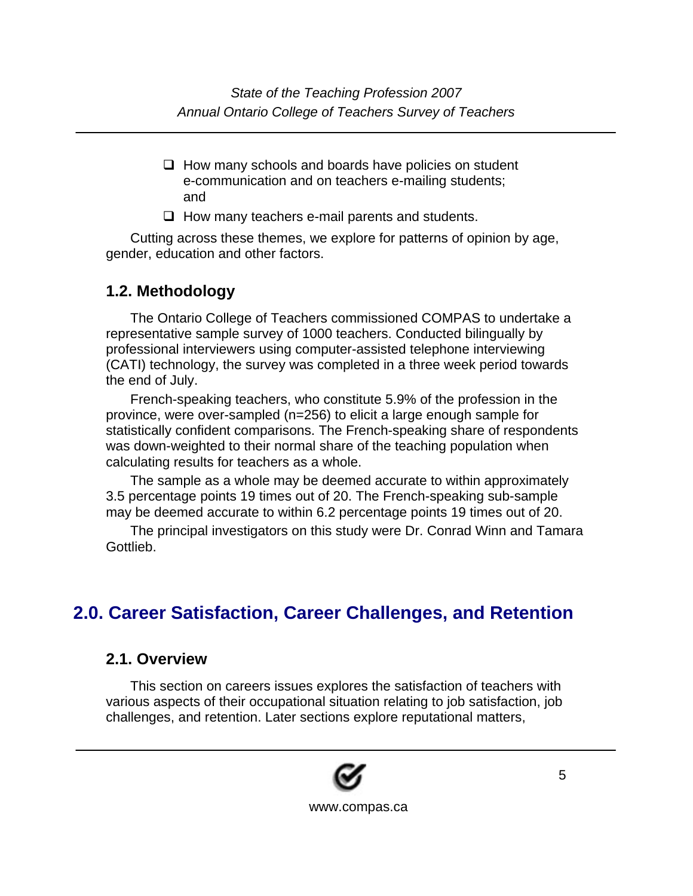- How many schools and boards have policies on student e-communication and on teachers e-mailing students; and
- How many teachers e-mail parents and students.

Cutting across these themes, we explore for patterns of opinion by age, gender, education and other factors.

### 1.2. Methodology

The Ontario College of Teachers commissioned COMPAS to undertake a representative sample survey of 1000 teachers. Conducted bilingually by professional interviewers using computer-assisted telephone interviewing (CATI) technology, the survey was completed in a three week period towards the end of July.

French-speaking teachers, who constitute 5.9% of the profession in the province, were over-sampled (n=256) to elicit a large enough sample for statistically confident comparisons. The French-speaking share of respondents was down-weighted to their normal share of the teaching population when calculating results for teachers as a whole.

The sample as a whole may be deemed accurate to within approximately 3.5 percentage points 19 times out of 20. The French-speaking sub-sample may be deemed accurate to within 6.2 percentage points 19 times out of 20.

The principal investigators on this study were Dr. Conrad Winn and Tamara Gottlieb.

## 2.0. Career Satisfaction, Career Challenges, and Retention

### 2.1. Overview

This section on careers issues explores the satisfaction of teachers with various aspects of their occupational situation relating to job satisfaction, job challenges, and retention. Later sections explore reputational matters,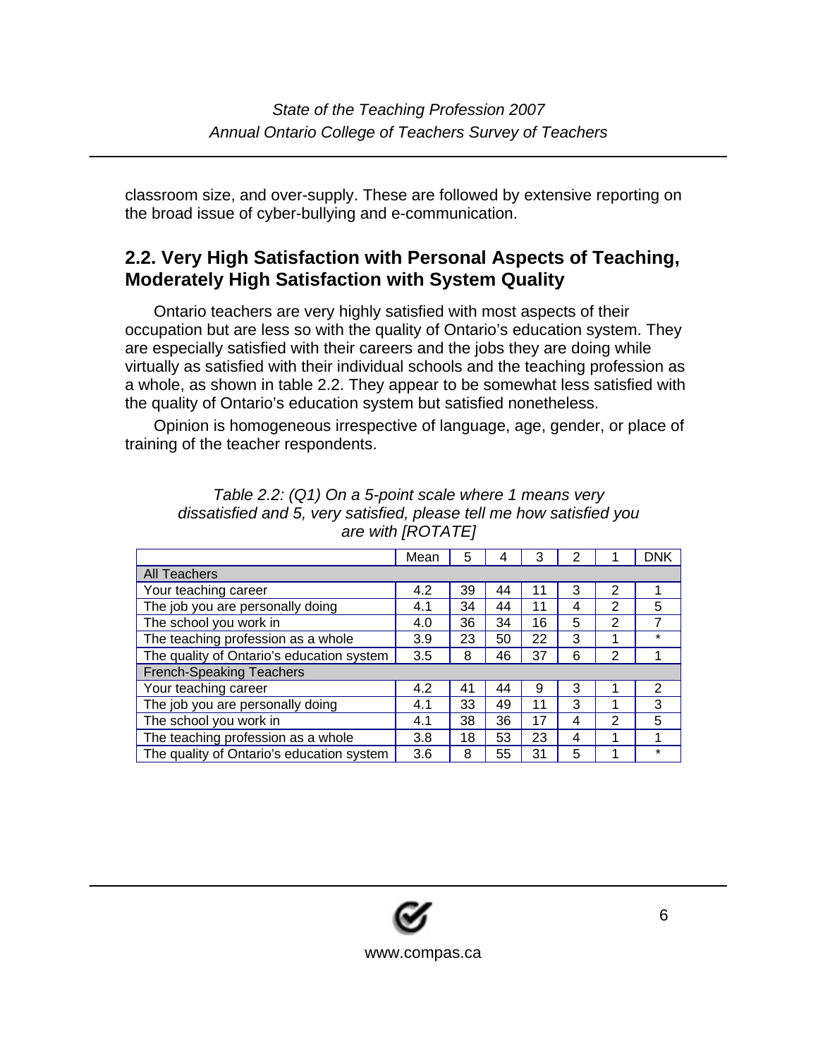classroom size, and over-supply. These are followed by extensive reporting on the broad issue of cyber-bullying and e-communication.

## 2.2. Very High Satisfaction with Personal Aspects of Teaching, Moderately High Satisfaction with System Quality

Ontario teachers are very highly satisfied with most aspects of their occupation but are less so with the quality of Ontario's education system. They are especially satisfied with their careers and the jobs they are doing while virtually as satisfied with their individual schools and the teaching profession as a whole, as shown in table 2.2. They appear to be somewhat less satisfied with the quality of Ontario's education system but satisfied nonetheless.

Opinion is homogeneous irrespective of language, age, gender, or place of training of the teacher respondents.

*Table 2.2: (Q1) On a 5-point scale where 1 means very dissatisfied and 5, very satisfied, please tell me how satisfied you are with [ROTATE]*

| | Mean | 5 | 4 | 3 | 2 | 1 | DNK |
|---|---|---|---|---|---|---|---|
| All Teachers | | | | | | | |
| Your teaching career | 4.2 | 39 | 44 | 11 | 3 | 2 | 1 |
| The job you are personally doing | 4.1 | 34 | 44 | 11 | 4 | 2 | 5 |
| The school you work in | 4.0 | 36 | 34 | 16 | 5 | 2 | 7 |
| The teaching profession as a whole | 3.9 | 23 | 50 | 22 | 3 | 1 | * |
| The quality of Ontario's education system | 3.5 | 8 | 46 | 37 | 6 | 2 | 1 |
| French-Speaking Teachers | | | | | | | |
| Your teaching career | 4.2 | 41 | 44 | 9 | 3 | 1 | 2 |
| The job you are personally doing | 4.1 | 33 | 49 | 11 | 3 | 1 | 3 |
| The school you work in | 4.1 | 38 | 36 | 17 | 4 | 2 | 5 |
| The teaching profession as a whole | 3.8 | 18 | 53 | 23 | 4 | 1 | 1 |
| The quality of Ontario's education system | 3.6 | 8 | 55 | 31 | 5 | 1 | * |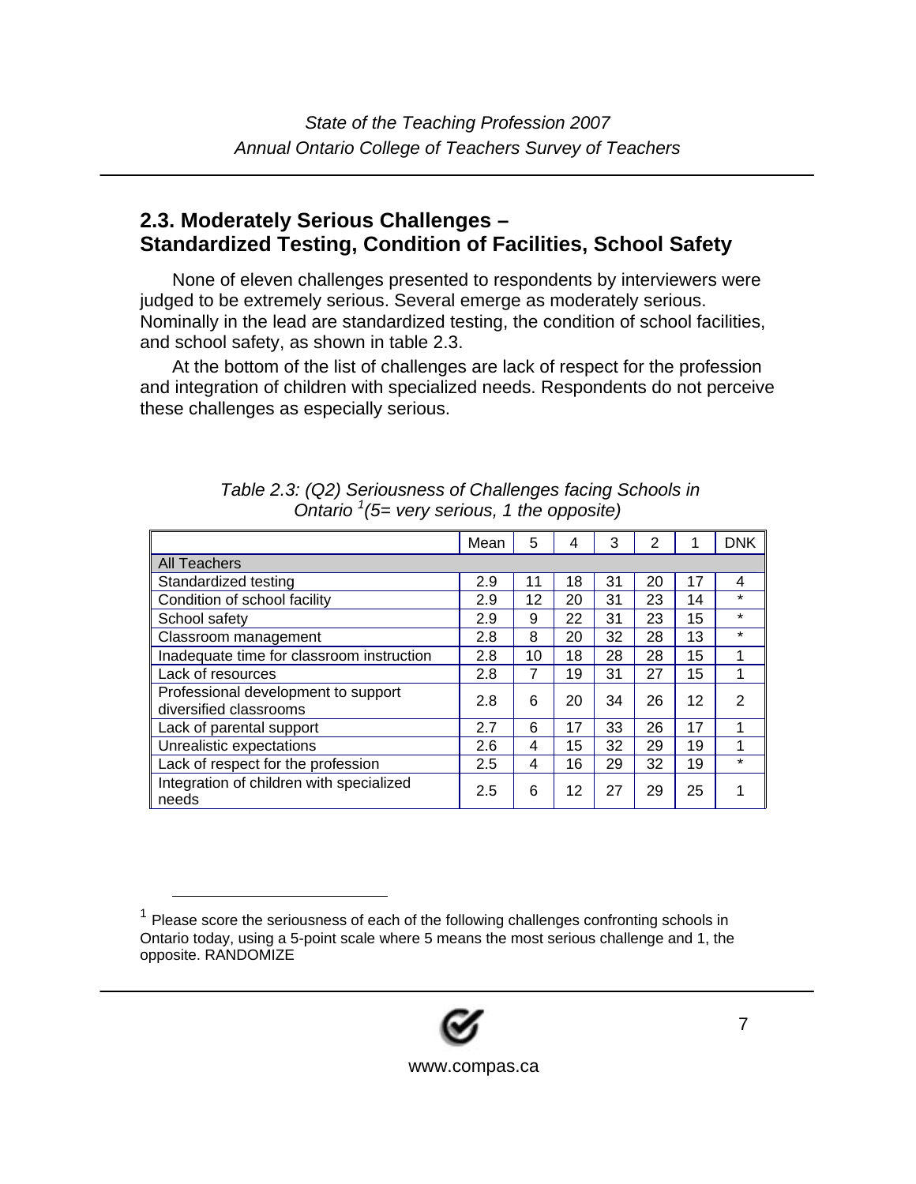## 2.3. Moderately Serious Challenges – Standardized Testing, Condition of Facilities, School Safety

None of eleven challenges presented to respondents by interviewers were judged to be extremely serious. Several emerge as moderately serious. Nominally in the lead are standardized testing, the condition of school facilities, and school safety, as shown in table 2.3.

At the bottom of the list of challenges are lack of respect for the profession and integration of children with specialized needs. Respondents do not perceive these challenges as especially serious.

*Table 2.3: (Q2) Seriousness of Challenges facing Schools in Ontario [1](5= very serious, 1 the opposite)*

| | Mean | 5 | 4 | 3 | 2 | 1 | DNK |
|---|---|---|---|---|---|---|---|
| All Teachers | | | | | | | |
| Standardized testing | 2.9 | 11 | 18 | 31 | 20 | 17 | 4 |
| Condition of school facility | 2.9 | 12 | 20 | 31 | 23 | 14 | * |
| School safety | 2.9 | 9 | 22 | 31 | 23 | 15 | * |
| Classroom management | 2.8 | 8 | 20 | 32 | 28 | 13 | * |
| Inadequate time for classroom instruction | 2.8 | 10 | 18 | 28 | 28 | 15 | 1 |
| Lack of resources | 2.8 | 7 | 19 | 31 | 27 | 15 | 1 |
| Professional development to support diversified classrooms | 2.8 | 6 | 20 | 34 | 26 | 12 | 2 |
| Lack of parental support | 2.7 | 6 | 17 | 33 | 26 | 17 | 1 |
| Unrealistic expectations | 2.6 | 4 | 15 | 32 | 29 | 19 | 1 |
| Lack of respect for the profession | 2.5 | 4 | 16 | 29 | 32 | 19 | * |
| Integration of children with specialized needs | 2.5 | 6 | 12 | 27 | 29 | 25 | 1 |

[1] Please score the seriousness of each of the following challenges confronting schools in Ontario today, using a 5-point scale where 5 means the most serious challenge and 1, the opposite. RANDOMIZE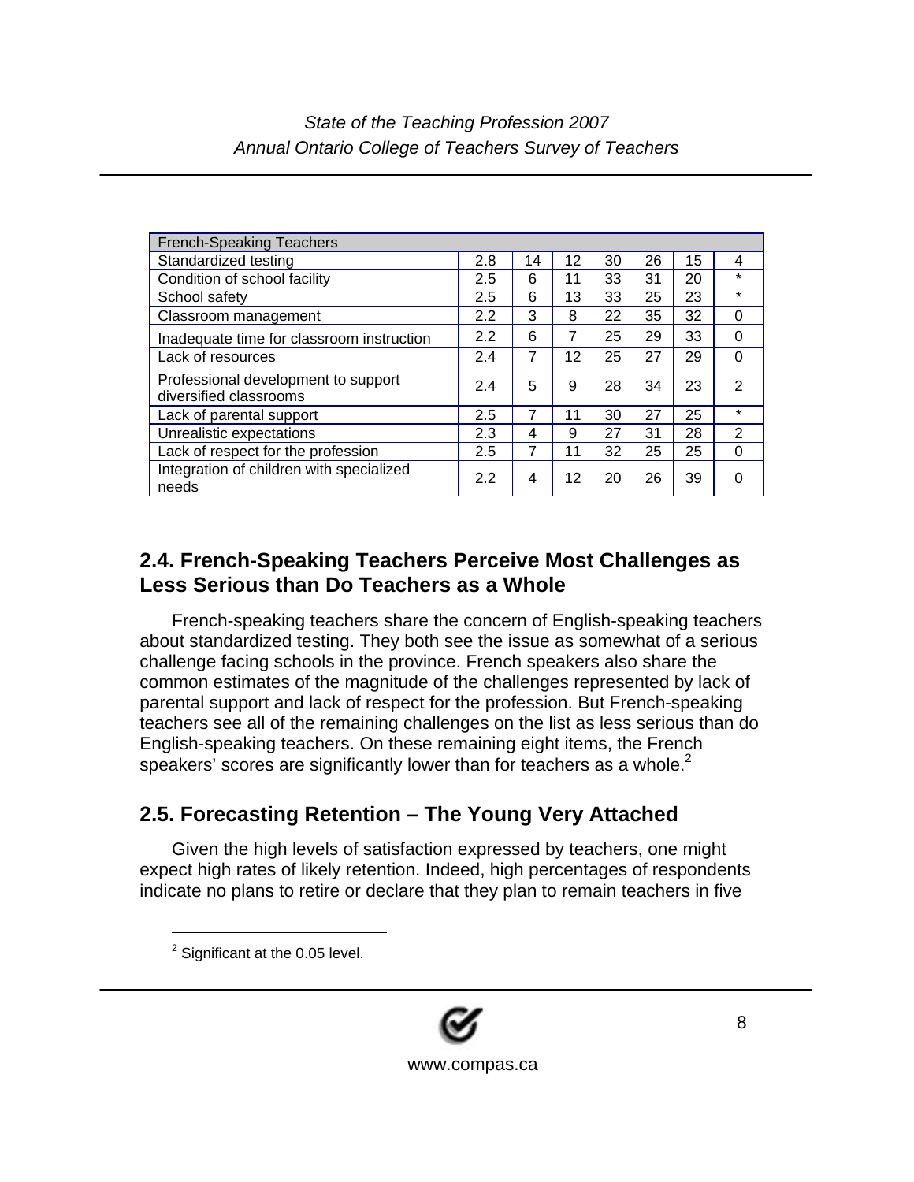| French-Speaking Teachers | | | | | | | |
|---|---|---|---|---|---|---|---|
| Standardized testing | 2.8 | 14 | 12 | 30 | 26 | 15 | 4 |
| Condition of school facility | 2.5 | 6 | 11 | 33 | 31 | 20 | * |
| School safety | 2.5 | 6 | 13 | 33 | 25 | 23 | * |
| Classroom management | 2.2 | 3 | 8 | 22 | 35 | 32 | 0 |
| Inadequate time for classroom instruction | 2.2 | 6 | 7 | 25 | 29 | 33 | 0 |
| Lack of resources | 2.4 | 7 | 12 | 25 | 27 | 29 | 0 |
| Professional development to support diversified classrooms | 2.4 | 5 | 9 | 28 | 34 | 23 | 2 |
| Lack of parental support | 2.5 | 7 | 11 | 30 | 27 | 25 | * |
| Unrealistic expectations | 2.3 | 4 | 9 | 27 | 31 | 28 | 2 |
| Lack of respect for the profession | 2.5 | 7 | 11 | 32 | 25 | 25 | 0 |
| Integration of children with specialized needs | 2.2 | 4 | 12 | 20 | 26 | 39 | 0 |

## 2.4. French-Speaking Teachers Perceive Most Challenges as Less Serious than Do Teachers as a Whole

French-speaking teachers share the concern of English-speaking teachers about standardized testing. They both see the issue as somewhat of a serious challenge facing schools in the province. French speakers also share the common estimates of the magnitude of the challenges represented by lack of parental support and lack of respect for the profession. But French-speaking teachers see all of the remaining challenges on the list as less serious than do English-speaking teachers. On these remaining eight items, the French speakers' scores are significantly lower than for teachers as a whole.[2]

## 2.5. Forecasting Retention – The Young Very Attached

Given the high levels of satisfaction expressed by teachers, one might expect high rates of likely retention. Indeed, high percentages of respondents indicate no plans to retire or declare that they plan to remain teachers in five

[2] Significant at the 0.05 level.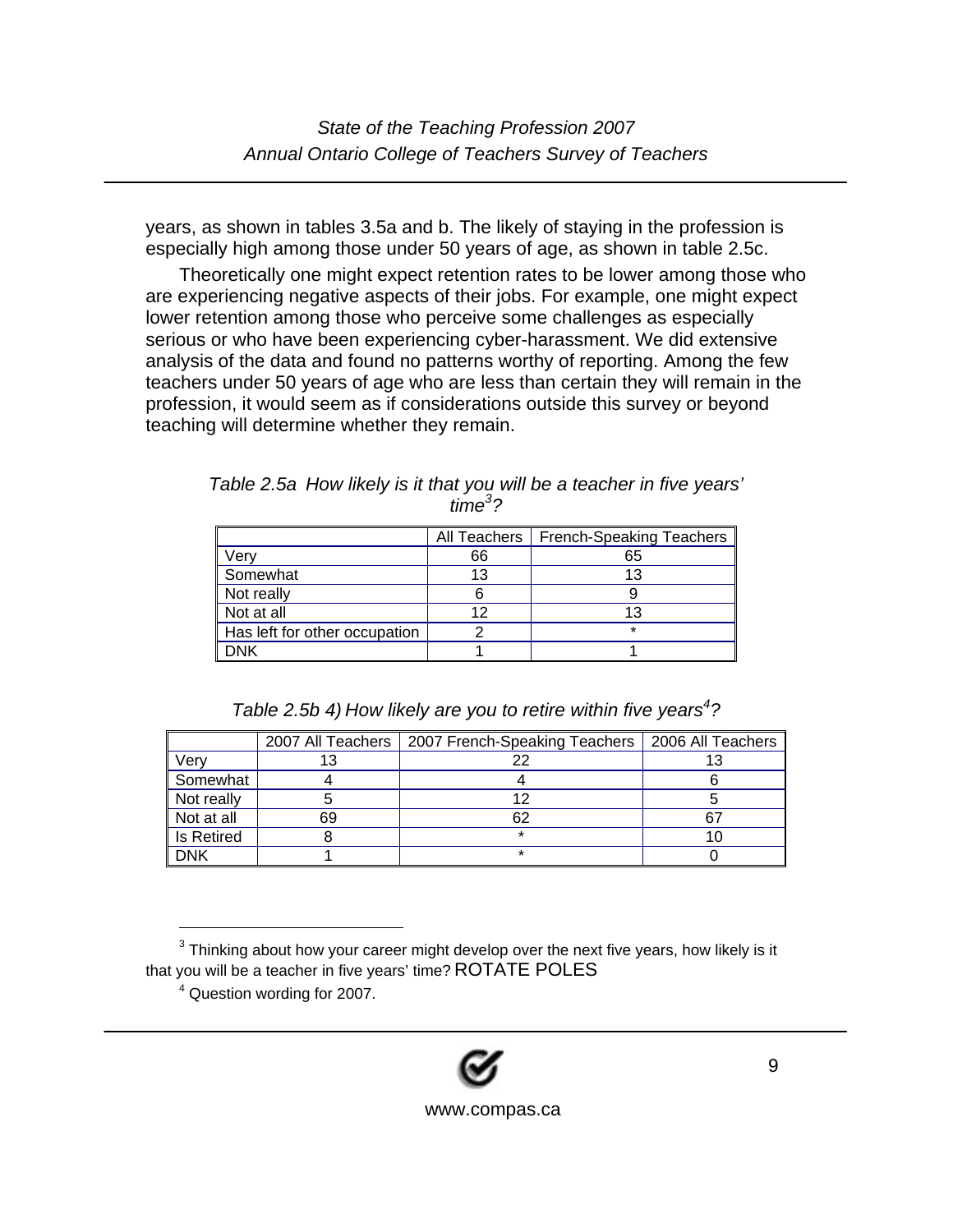years, as shown in tables 3.5a and b. The likely of staying in the profession is especially high among those under 50 years of age, as shown in table 2.5c.

Theoretically one might expect retention rates to be lower among those who are experiencing negative aspects of their jobs. For example, one might expect lower retention among those who perceive some challenges as especially serious or who have been experiencing cyber-harassment. We did extensive analysis of the data and found no patterns worthy of reporting. Among the few teachers under 50 years of age who are less than certain they will remain in the profession, it would seem as if considerations outside this survey or beyond teaching will determine whether they remain.

*Table 2.5a How likely is it that you will be a teacher in five years' time[3]?*

| | All Teachers | French-Speaking Teachers |
|---|---|---|
| Very | 66 | 65 |
| Somewhat | 13 | 13 |
| Not really | 6 | 9 |
| Not at all | 12 | 13 |
| Has left for other occupation | 2 | * |
| DNK | 1 | 1 |

*Table 2.5b 4) How likely are you to retire within five years[4]?*

| | 2007 All Teachers | 2007 French-Speaking Teachers | 2006 All Teachers |
|---|---|---|---|
| Very | 13 | 22 | 13 |
| Somewhat | 4 | 4 | 6 |
| Not really | 5 | 12 | 5 |
| Not at all | 69 | 62 | 67 |
| Is Retired | 8 | * | 10 |
| DNK | 1 | * | 0 |

[3] Thinking about how your career might develop over the next five years, how likely is it that you will be a teacher in five years' time? ROTATE POLES

[4] Question wording for 2007.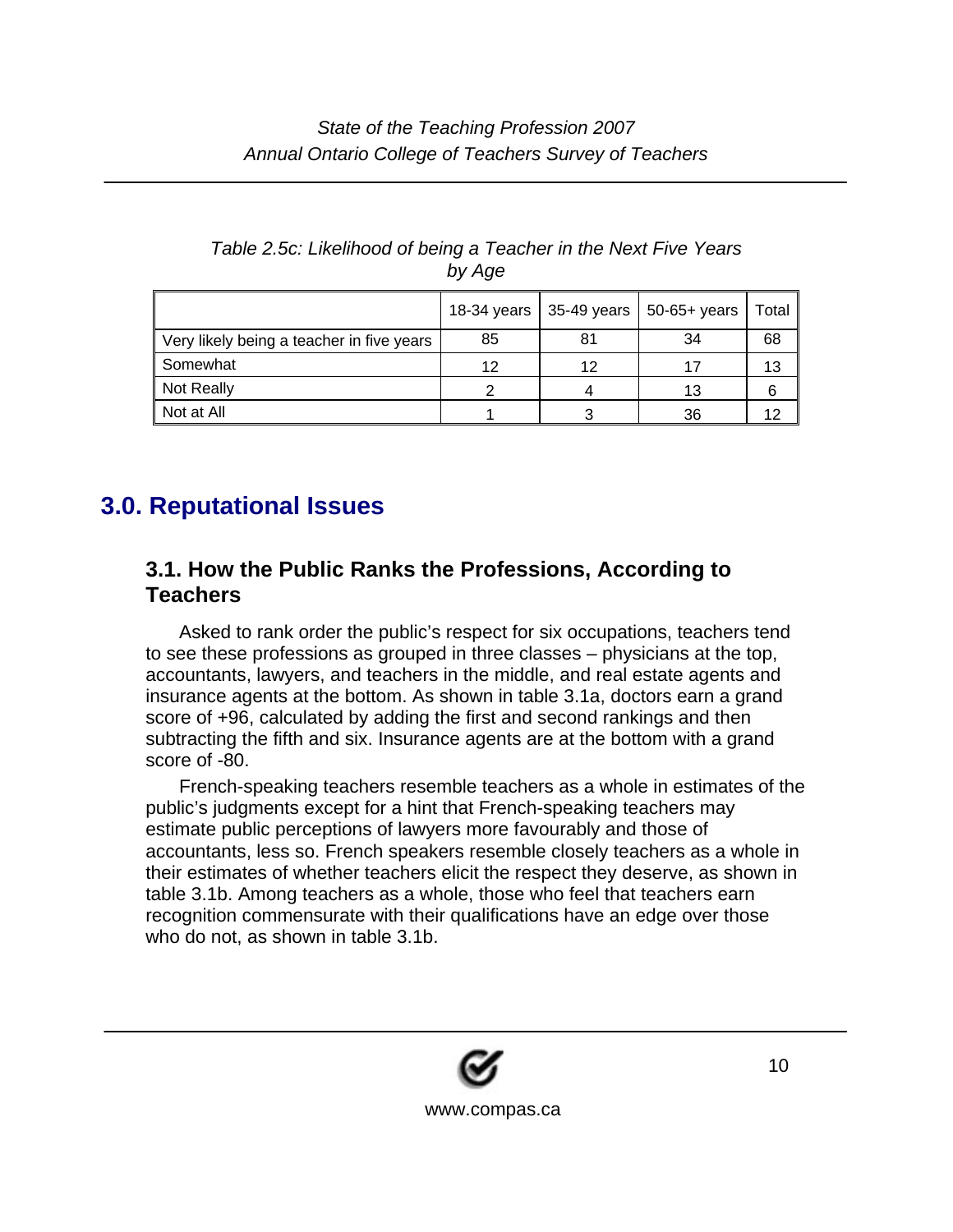*Table 2.5c: Likelihood of being a Teacher in the Next Five Years by Age*

| | 18-34 years | 35-49 years | 50-65+ years | Total |
|---|---|---|---|---|
| Very likely being a teacher in five years | 85 | 81 | 34 | 68 |
| Somewhat | 12 | 12 | 17 | 13 |
| Not Really | 2 | 4 | 13 | 6 |
| Not at All | 1 | 3 | 36 | 12 |

# 3.0. Reputational Issues

## 3.1. How the Public Ranks the Professions, According to Teachers

Asked to rank order the public's respect for six occupations, teachers tend to see these professions as grouped in three classes – physicians at the top, accountants, lawyers, and teachers in the middle, and real estate agents and insurance agents at the bottom. As shown in table 3.1a, doctors earn a grand score of +96, calculated by adding the first and second rankings and then subtracting the fifth and six. Insurance agents are at the bottom with a grand score of -80.

French-speaking teachers resemble teachers as a whole in estimates of the public's judgments except for a hint that French-speaking teachers may estimate public perceptions of lawyers more favourably and those of accountants, less so. French speakers resemble closely teachers as a whole in their estimates of whether teachers elicit the respect they deserve, as shown in table 3.1b. Among teachers as a whole, those who feel that teachers earn recognition commensurate with their qualifications have an edge over those who do not, as shown in table 3.1b.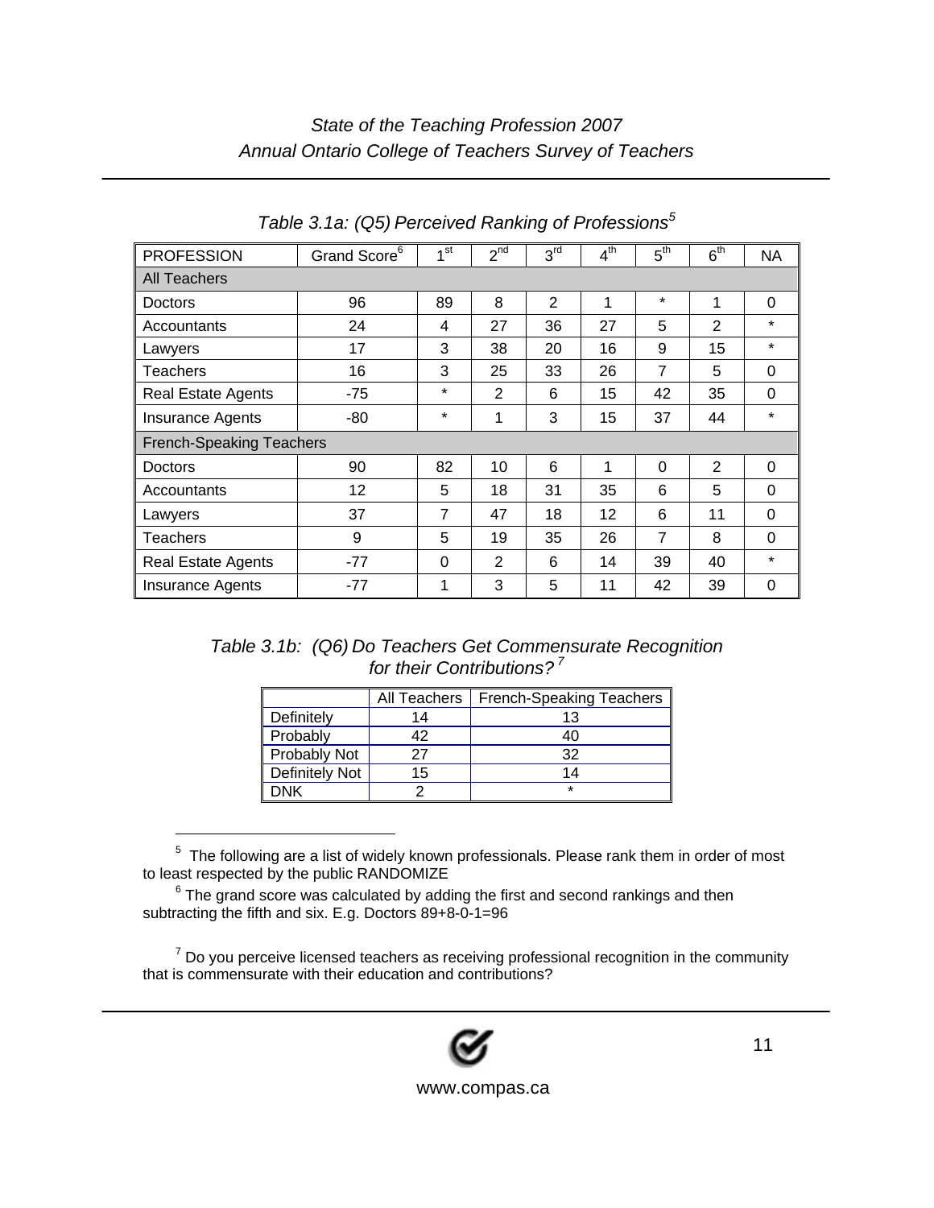*Table 3.1a: (Q5) Perceived Ranking of Professions*[5]

| PROFESSION | Grand Score[6] | 1st | 2nd | 3rd | 4th | 5th | 6th | NA |
|---|---|---|---|---|---|---|---|---|
| All Teachers | | | | | | | | |
| Doctors | 96 | 89 | 8 | 2 | 1 | * | 1 | 0 |
| Accountants | 24 | 4 | 27 | 36 | 27 | 5 | 2 | * |
| Lawyers | 17 | 3 | 38 | 20 | 16 | 9 | 15 | * |
| Teachers | 16 | 3 | 25 | 33 | 26 | 7 | 5 | 0 |
| Real Estate Agents | -75 | * | 2 | 6 | 15 | 42 | 35 | 0 |
| Insurance Agents | -80 | * | 1 | 3 | 15 | 37 | 44 | * |
| French-Speaking Teachers | | | | | | | | |
| Doctors | 90 | 82 | 10 | 6 | 1 | 0 | 2 | 0 |
| Accountants | 12 | 5 | 18 | 31 | 35 | 6 | 5 | 0 |
| Lawyers | 37 | 7 | 47 | 18 | 12 | 6 | 11 | 0 |
| Teachers | 9 | 5 | 19 | 35 | 26 | 7 | 8 | 0 |
| Real Estate Agents | -77 | 0 | 2 | 6 | 14 | 39 | 40 | * |
| Insurance Agents | -77 | 1 | 3 | 5 | 11 | 42 | 39 | 0 |

*Table 3.1b: (Q6) Do Teachers Get Commensurate Recognition for their Contributions?*[7]

| | All Teachers | French-Speaking Teachers |
|---|---|---|
| Definitely | 14 | 13 |
| Probably | 42 | 40 |
| Probably Not | 27 | 32 |
| Definitely Not | 15 | 14 |
| DNK | 2 | * |

---

[5] The following are a list of widely known professionals. Please rank them in order of most to least respected by the public RANDOMIZE

[6] The grand score was calculated by adding the first and second rankings and then subtracting the fifth and six. E.g. Doctors 89+8-0-1=96

[7] Do you perceive licensed teachers as receiving professional recognition in the community that is commensurate with their education and contributions?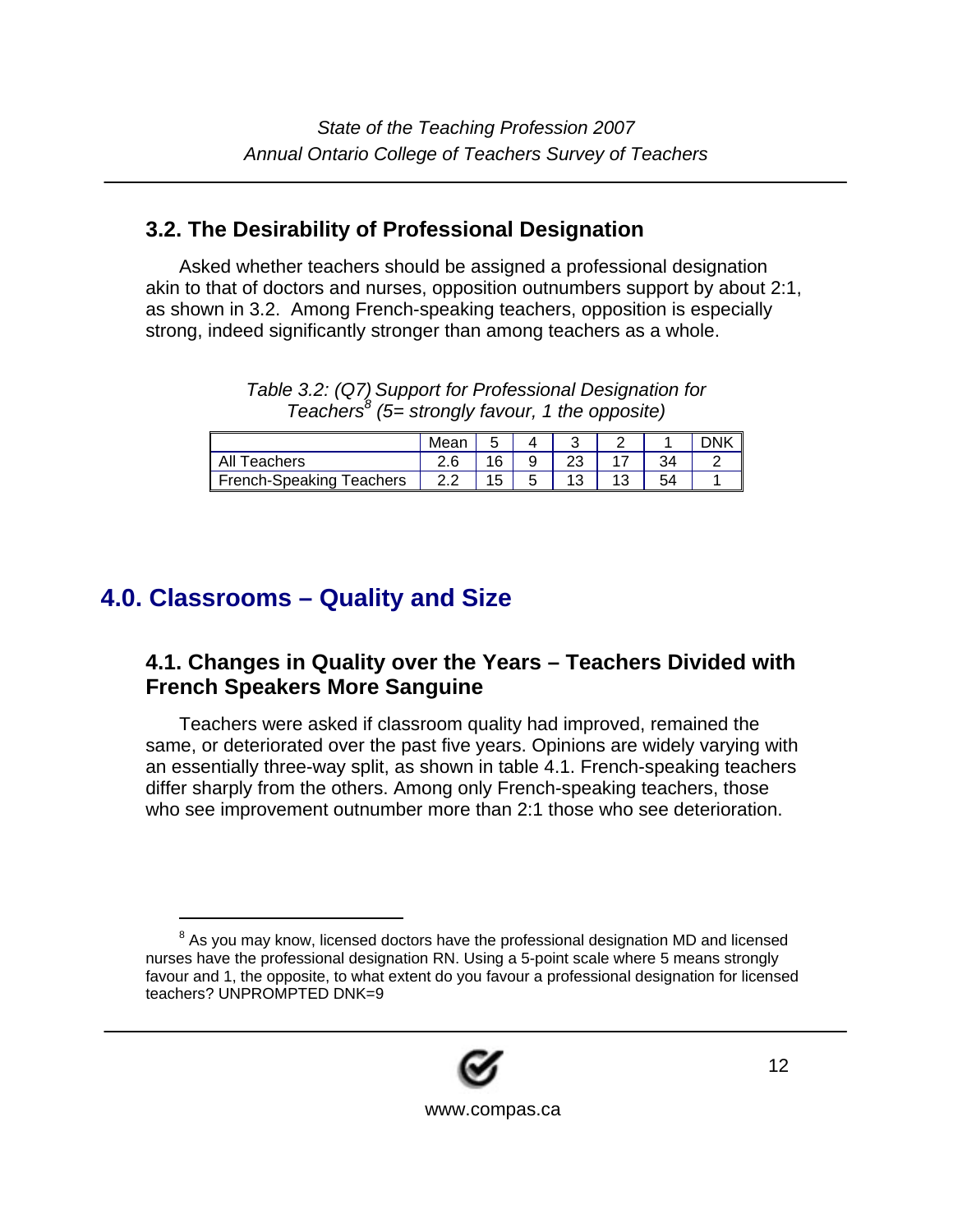## 3.2. The Desirability of Professional Designation

Asked whether teachers should be assigned a professional designation akin to that of doctors and nurses, opposition outnumbers support by about 2:1, as shown in 3.2. Among French-speaking teachers, opposition is especially strong, indeed significantly stronger than among teachers as a whole.

*Table 3.2: (Q7) Support for Professional Designation for Teachers[8] (5= strongly favour, 1 the opposite)*

| | Mean | 5 | 4 | 3 | 2 | 1 | DNK |
|---|---|---|---|---|---|---|---|
| All Teachers | 2.6 | 16 | 9 | 23 | 17 | 34 | 2 |
| French-Speaking Teachers | 2.2 | 15 | 5 | 13 | 13 | 54 | 1 |

# 4.0. Classrooms – Quality and Size

## 4.1. Changes in Quality over the Years – Teachers Divided with French Speakers More Sanguine

Teachers were asked if classroom quality had improved, remained the same, or deteriorated over the past five years. Opinions are widely varying with an essentially three-way split, as shown in table 4.1. French-speaking teachers differ sharply from the others. Among only French-speaking teachers, those who see improvement outnumber more than 2:1 those who see deterioration.

---

[8] As you may know, licensed doctors have the professional designation MD and licensed nurses have the professional designation RN. Using a 5-point scale where 5 means strongly favour and 1, the opposite, to what extent do you favour a professional designation for licensed teachers? UNPROMPTED DNK=9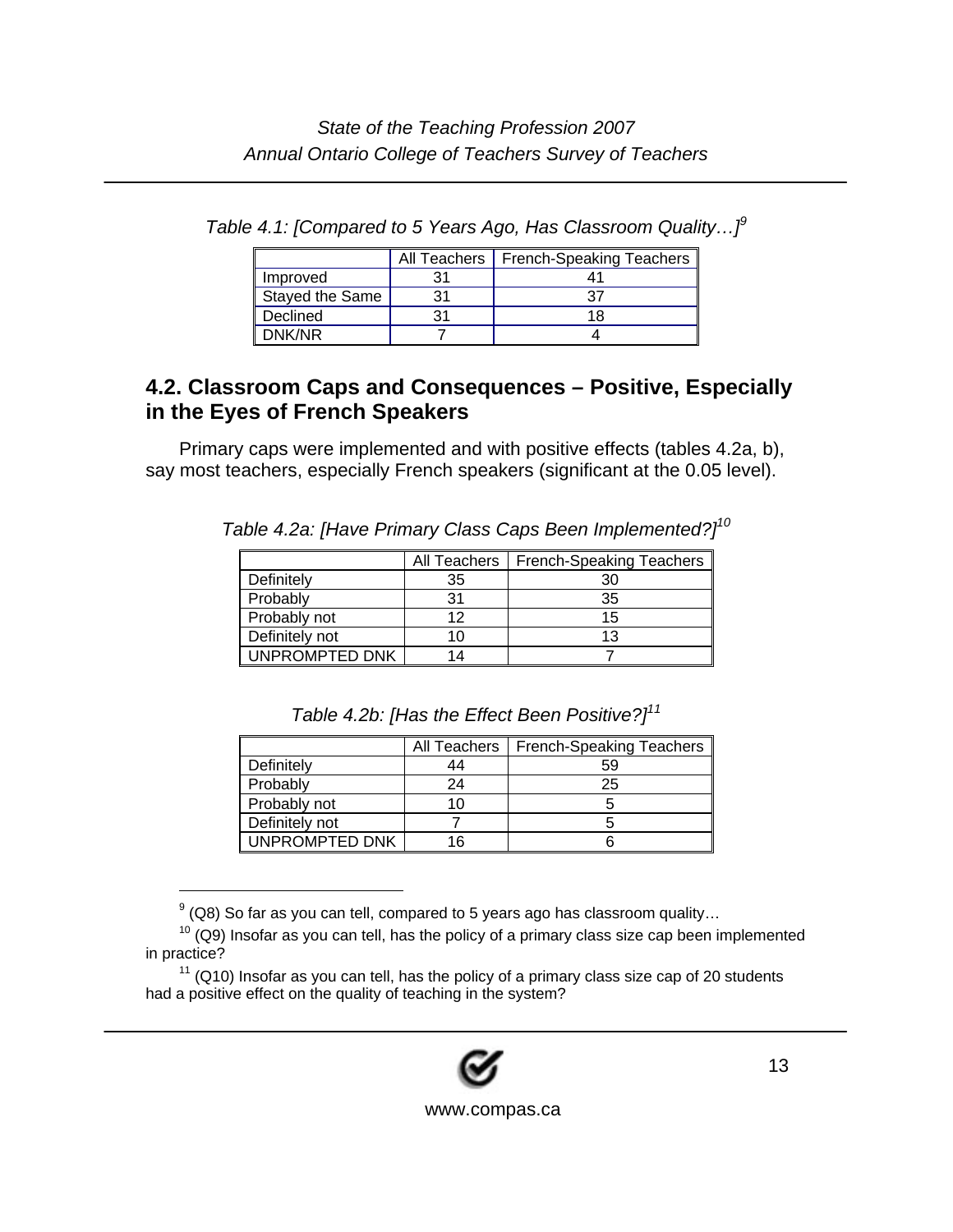*Table 4.1: [Compared to 5 Years Ago, Has Classroom Quality…]*[9]

| | All Teachers | French-Speaking Teachers |
|---|---|---|
| Improved | 31 | 41 |
| Stayed the Same | 31 | 37 |
| Declined | 31 | 18 |
| DNK/NR | 7 | 4 |

## 4.2. Classroom Caps and Consequences – Positive, Especially in the Eyes of French Speakers

Primary caps were implemented and with positive effects (tables 4.2a, b), say most teachers, especially French speakers (significant at the 0.05 level).

*Table 4.2a: [Have Primary Class Caps Been Implemented?]*[10]

| | All Teachers | French-Speaking Teachers |
|---|---|---|
| Definitely | 35 | 30 |
| Probably | 31 | 35 |
| Probably not | 12 | 15 |
| Definitely not | 10 | 13 |
| UNPROMPTED DNK | 14 | 7 |

*Table 4.2b: [Has the Effect Been Positive?]*[11]

| | All Teachers | French-Speaking Teachers |
|---|---|---|
| Definitely | 44 | 59 |
| Probably | 24 | 25 |
| Probably not | 10 | 5 |
| Definitely not | 7 | 5 |
| UNPROMPTED DNK | 16 | 6 |

---

[9] (Q8) So far as you can tell, compared to 5 years ago has classroom quality…

[10] (Q9) Insofar as you can tell, has the policy of a primary class size cap been implemented in practice?

[11] (Q10) Insofar as you can tell, has the policy of a primary class size cap of 20 students had a positive effect on the quality of teaching in the system?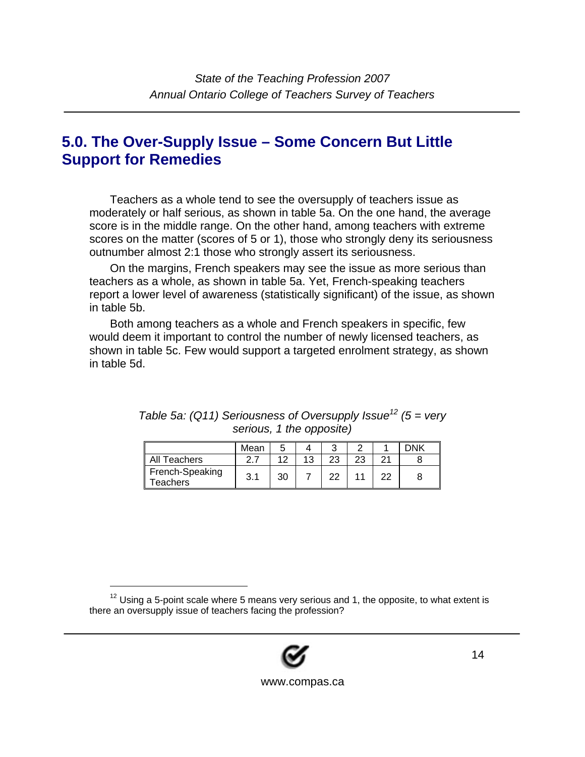## 5.0. The Over-Supply Issue – Some Concern But Little Support for Remedies

Teachers as a whole tend to see the oversupply of teachers issue as moderately or half serious, as shown in table 5a. On the one hand, the average score is in the middle range. On the other hand, among teachers with extreme scores on the matter (scores of 5 or 1), those who strongly deny its seriousness outnumber almost 2:1 those who strongly assert its seriousness.

On the margins, French speakers may see the issue as more serious than teachers as a whole, as shown in table 5a. Yet, French-speaking teachers report a lower level of awareness (statistically significant) of the issue, as shown in table 5b.

Both among teachers as a whole and French speakers in specific, few would deem it important to control the number of newly licensed teachers, as shown in table 5c. Few would support a targeted enrolment strategy, as shown in table 5d.

*Table 5a: (Q11) Seriousness of Oversupply Issue[12] (5 = very serious, 1 the opposite)*

| | Mean | 5 | 4 | 3 | 2 | 1 | DNK |
|---|---|---|---|---|---|---|---|
| All Teachers | 2.7 | 12 | 13 | 23 | 23 | 21 | 8 |
| French-Speaking Teachers | 3.1 | 30 | 7 | 22 | 11 | 22 | 8 |

[12] Using a 5-point scale where 5 means very serious and 1, the opposite, to what extent is there an oversupply issue of teachers facing the profession?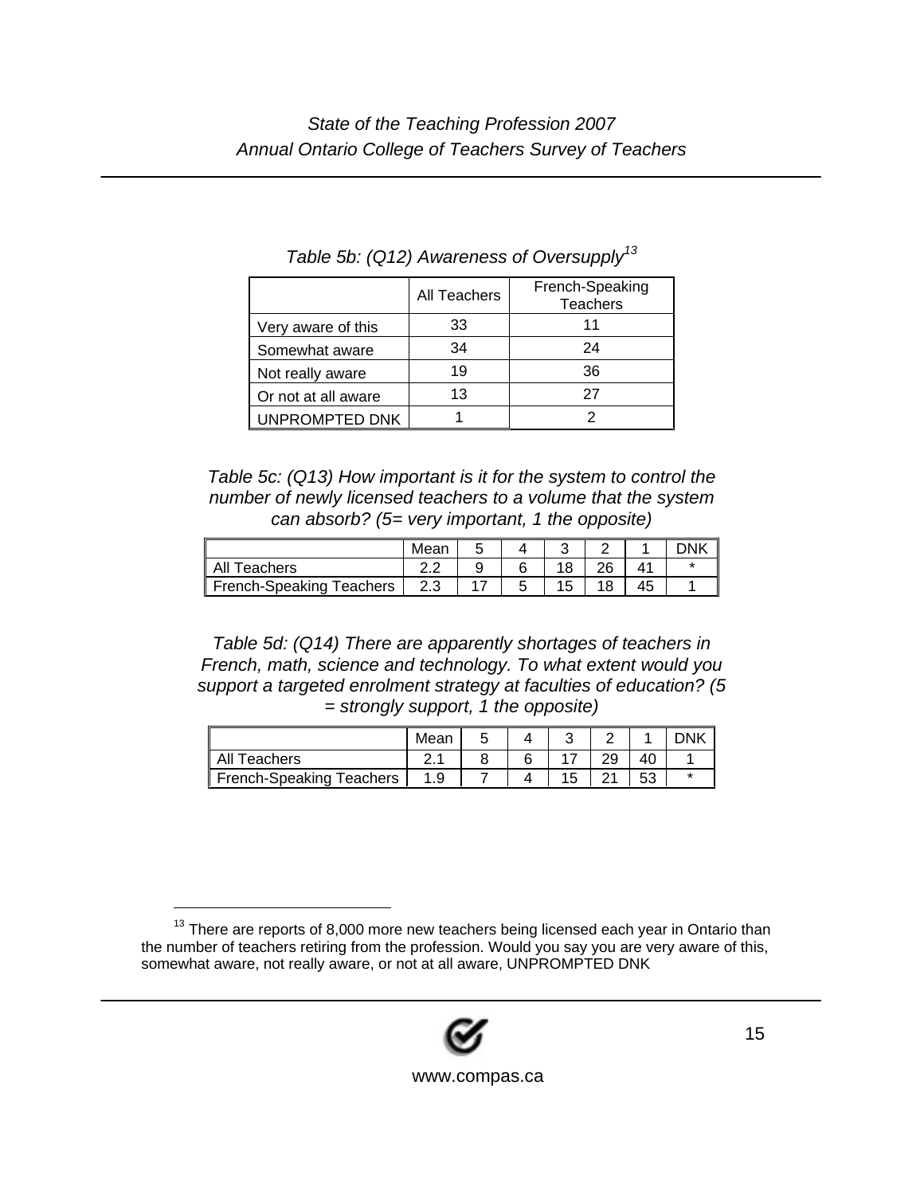*Table 5b: (Q12) Awareness of Oversupply*[13]

| | All Teachers | French-Speaking Teachers |
|---|---|---|
| Very aware of this | 33 | 11 |
| Somewhat aware | 34 | 24 |
| Not really aware | 19 | 36 |
| Or not at all aware | 13 | 27 |
| UNPROMPTED DNK | 1 | 2 |

*Table 5c: (Q13) How important is it for the system to control the number of newly licensed teachers to a volume that the system can absorb? (5= very important, 1 the opposite)*

| | Mean | 5 | 4 | 3 | 2 | 1 | DNK |
|---|---|---|---|---|---|---|---|
| All Teachers | 2.2 | 9 | 6 | 18 | 26 | 41 | * |
| French-Speaking Teachers | 2.3 | 17 | 5 | 15 | 18 | 45 | 1 |

*Table 5d: (Q14) There are apparently shortages of teachers in French, math, science and technology. To what extent would you support a targeted enrolment strategy at faculties of education? (5 = strongly support, 1 the opposite)*

| | Mean | 5 | 4 | 3 | 2 | 1 | DNK |
|---|---|---|---|---|---|---|---|
| All Teachers | 2.1 | 8 | 6 | 17 | 29 | 40 | 1 |
| French-Speaking Teachers | 1.9 | 7 | 4 | 15 | 21 | 53 | * |

[13] There are reports of 8,000 more new teachers being licensed each year in Ontario than the number of teachers retiring from the profession. Would you say you are very aware of this, somewhat aware, not really aware, or not at all aware, UNPROMPTED DNK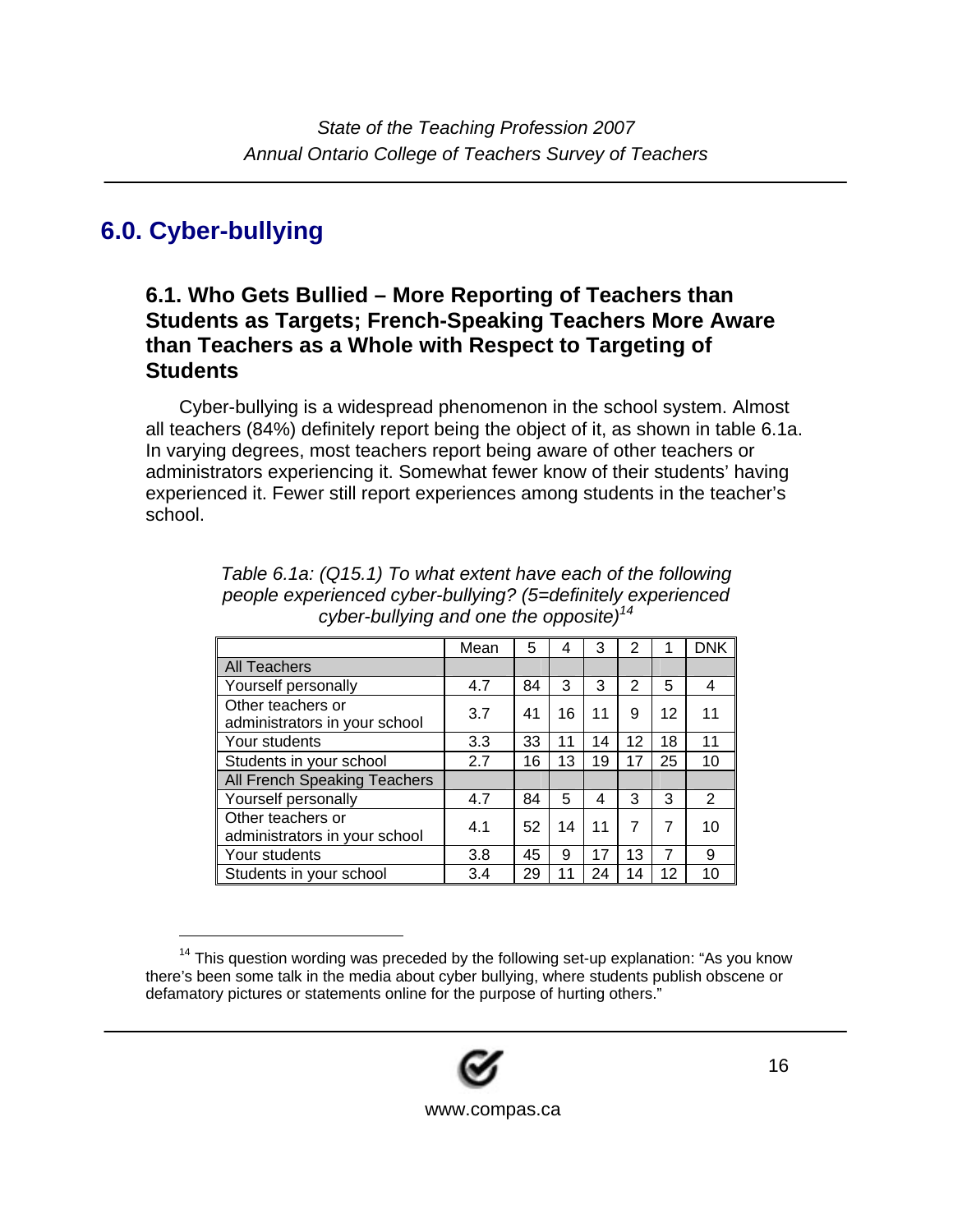## 6.0. Cyber-bullying

### 6.1. Who Gets Bullied – More Reporting of Teachers than Students as Targets; French-Speaking Teachers More Aware than Teachers as a Whole with Respect to Targeting of Students

Cyber-bullying is a widespread phenomenon in the school system. Almost all teachers (84%) definitely report being the object of it, as shown in table 6.1a. In varying degrees, most teachers report being aware of other teachers or administrators experiencing it. Somewhat fewer know of their students' having experienced it. Fewer still report experiences among students in the teacher's school.

*Table 6.1a: (Q15.1) To what extent have each of the following people experienced cyber-bullying? (5=definitely experienced cyber-bullying and one the opposite)*[14]

| | Mean | 5 | 4 | 3 | 2 | 1 | DNK |
|---|---|---|---|---|---|---|---|
| All Teachers | | | | | | | |
| Yourself personally | 4.7 | 84 | 3 | 3 | 2 | 5 | 4 |
| Other teachers or administrators in your school | 3.7 | 41 | 16 | 11 | 9 | 12 | 11 |
| Your students | 3.3 | 33 | 11 | 14 | 12 | 18 | 11 |
| Students in your school | 2.7 | 16 | 13 | 19 | 17 | 25 | 10 |
| All French Speaking Teachers | | | | | | | |
| Yourself personally | 4.7 | 84 | 5 | 4 | 3 | 3 | 2 |
| Other teachers or administrators in your school | 4.1 | 52 | 14 | 11 | 7 | 7 | 10 |
| Your students | 3.8 | 45 | 9 | 17 | 13 | 7 | 9 |
| Students in your school | 3.4 | 29 | 11 | 24 | 14 | 12 | 10 |

[14] This question wording was preceded by the following set-up explanation: "As you know there's been some talk in the media about cyber bullying, where students publish obscene or defamatory pictures or statements online for the purpose of hurting others."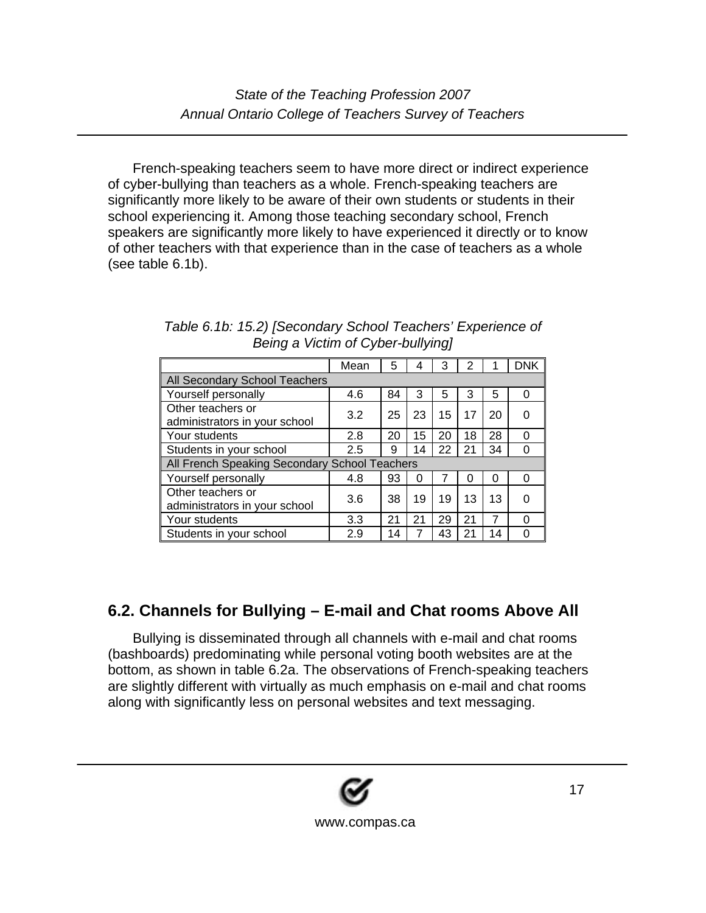French-speaking teachers seem to have more direct or indirect experience of cyber-bullying than teachers as a whole. French-speaking teachers are significantly more likely to be aware of their own students or students in their school experiencing it. Among those teaching secondary school, French speakers are significantly more likely to have experienced it directly or to know of other teachers with that experience than in the case of teachers as a whole (see table 6.1b).

*Table 6.1b: 15.2) [Secondary School Teachers' Experience of Being a Victim of Cyber-bullying]*

| | Mean | 5 | 4 | 3 | 2 | 1 | DNK |
|---|---|---|---|---|---|---|---|
| All Secondary School Teachers | | | | | | | |
| Yourself personally | 4.6 | 84 | 3 | 5 | 3 | 5 | 0 |
| Other teachers or administrators in your school | 3.2 | 25 | 23 | 15 | 17 | 20 | 0 |
| Your students | 2.8 | 20 | 15 | 20 | 18 | 28 | 0 |
| Students in your school | 2.5 | 9 | 14 | 22 | 21 | 34 | 0 |
| All French Speaking Secondary School Teachers | | | | | | | |
| Yourself personally | 4.8 | 93 | 0 | 7 | 0 | 0 | 0 |
| Other teachers or administrators in your school | 3.6 | 38 | 19 | 19 | 13 | 13 | 0 |
| Your students | 3.3 | 21 | 21 | 29 | 21 | 7 | 0 |
| Students in your school | 2.9 | 14 | 7 | 43 | 21 | 14 | 0 |

## 6.2. Channels for Bullying – E-mail and Chat rooms Above All

Bullying is disseminated through all channels with e-mail and chat rooms (bashboards) predominating while personal voting booth websites are at the bottom, as shown in table 6.2a. The observations of French-speaking teachers are slightly different with virtually as much emphasis on e-mail and chat rooms along with significantly less on personal websites and text messaging.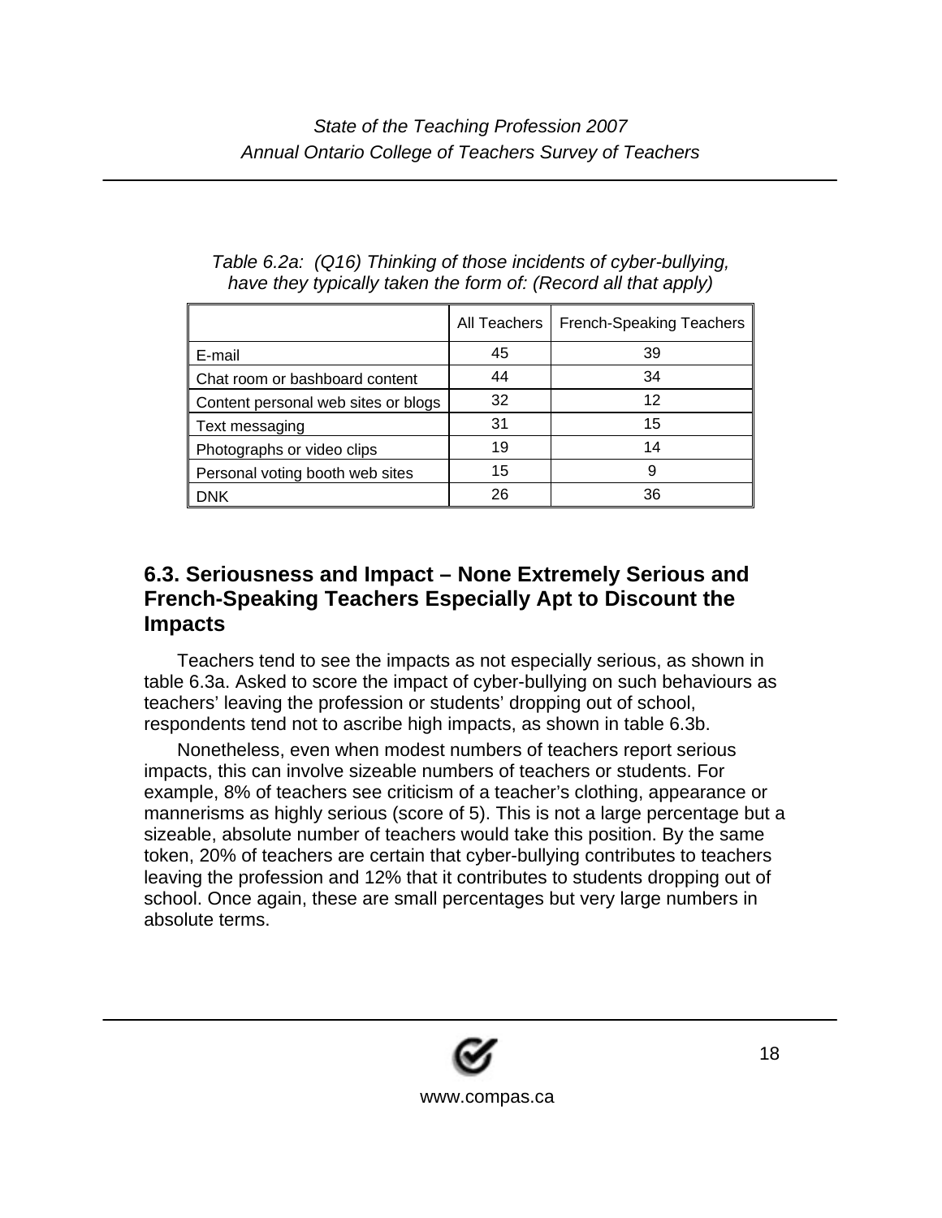*Table 6.2a: (Q16) Thinking of those incidents of cyber-bullying, have they typically taken the form of: (Record all that apply)*

| | All Teachers | French-Speaking Teachers |
|---|---|---|
| E-mail | 45 | 39 |
| Chat room or bashboard content | 44 | 34 |
| Content personal web sites or blogs | 32 | 12 |
| Text messaging | 31 | 15 |
| Photographs or video clips | 19 | 14 |
| Personal voting booth web sites | 15 | 9 |
| DNK | 26 | 36 |

## 6.3. Seriousness and Impact – None Extremely Serious and French-Speaking Teachers Especially Apt to Discount the Impacts

Teachers tend to see the impacts as not especially serious, as shown in table 6.3a. Asked to score the impact of cyber-bullying on such behaviours as teachers' leaving the profession or students' dropping out of school, respondents tend not to ascribe high impacts, as shown in table 6.3b.

Nonetheless, even when modest numbers of teachers report serious impacts, this can involve sizeable numbers of teachers or students. For example, 8% of teachers see criticism of a teacher's clothing, appearance or mannerisms as highly serious (score of 5). This is not a large percentage but a sizeable, absolute number of teachers would take this position. By the same token, 20% of teachers are certain that cyber-bullying contributes to teachers leaving the profession and 12% that it contributes to students dropping out of school. Once again, these are small percentages but very large numbers in absolute terms.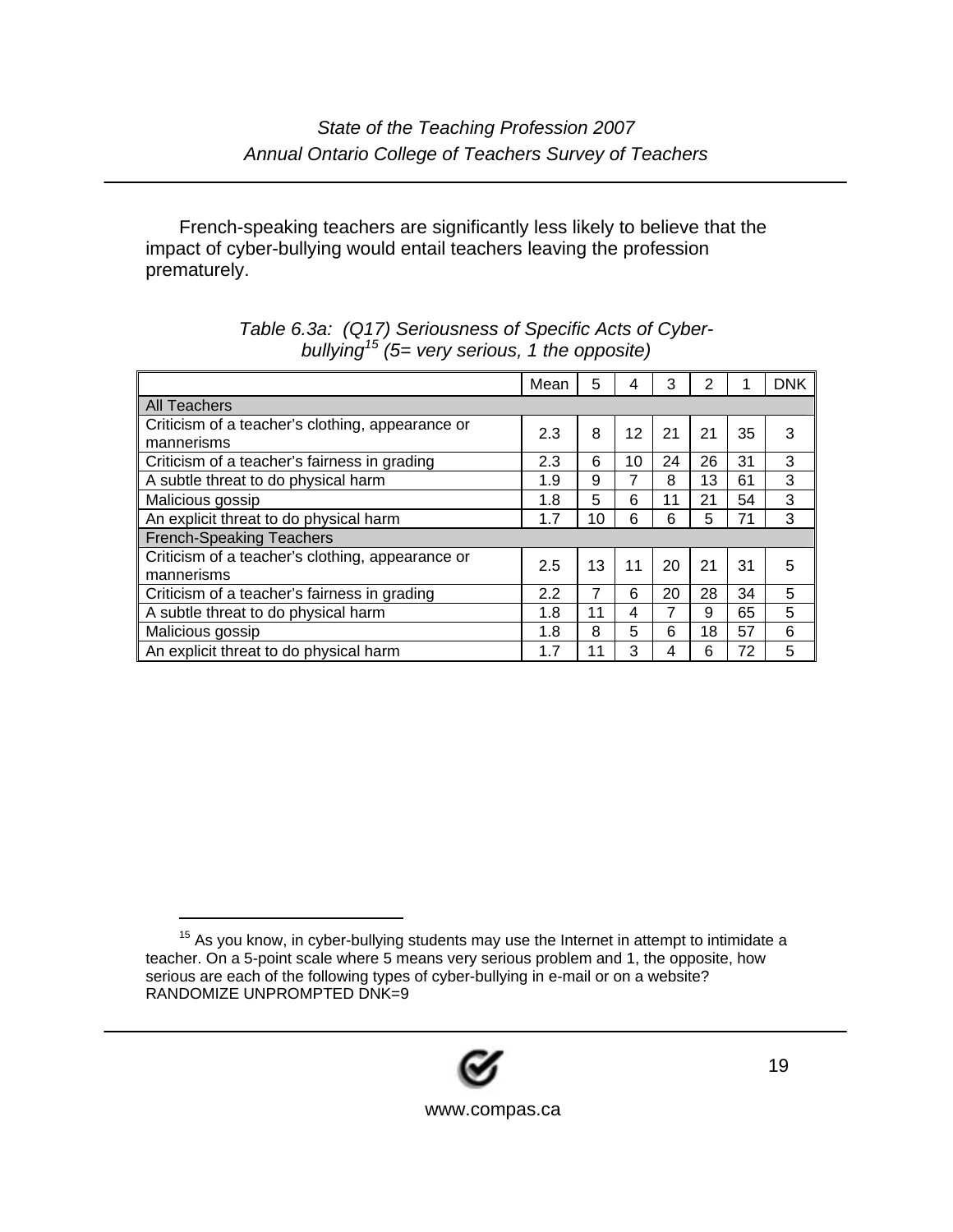French-speaking teachers are significantly less likely to believe that the impact of cyber-bullying would entail teachers leaving the profession prematurely.

*Table 6.3a: (Q17) Seriousness of Specific Acts of Cyber-bullying[15] (5= very serious, 1 the opposite)*

| | Mean | 5 | 4 | 3 | 2 | 1 | DNK |
|---|---|---|---|---|---|---|---|
| All Teachers | | | | | | | |
| Criticism of a teacher's clothing, appearance or mannerisms | 2.3 | 8 | 12 | 21 | 21 | 35 | 3 |
| Criticism of a teacher's fairness in grading | 2.3 | 6 | 10 | 24 | 26 | 31 | 3 |
| A subtle threat to do physical harm | 1.9 | 9 | 7 | 8 | 13 | 61 | 3 |
| Malicious gossip | 1.8 | 5 | 6 | 11 | 21 | 54 | 3 |
| An explicit threat to do physical harm | 1.7 | 10 | 6 | 6 | 5 | 71 | 3 |
| French-Speaking Teachers | | | | | | | |
| Criticism of a teacher's clothing, appearance or mannerisms | 2.5 | 13 | 11 | 20 | 21 | 31 | 5 |
| Criticism of a teacher's fairness in grading | 2.2 | 7 | 6 | 20 | 28 | 34 | 5 |
| A subtle threat to do physical harm | 1.8 | 11 | 4 | 7 | 9 | 65 | 5 |
| Malicious gossip | 1.8 | 8 | 5 | 6 | 18 | 57 | 6 |
| An explicit threat to do physical harm | 1.7 | 11 | 3 | 4 | 6 | 72 | 5 |

[15] As you know, in cyber-bullying students may use the Internet in attempt to intimidate a teacher. On a 5-point scale where 5 means very serious problem and 1, the opposite, how serious are each of the following types of cyber-bullying in e-mail or on a website? RANDOMIZE UNPROMPTED DNK=9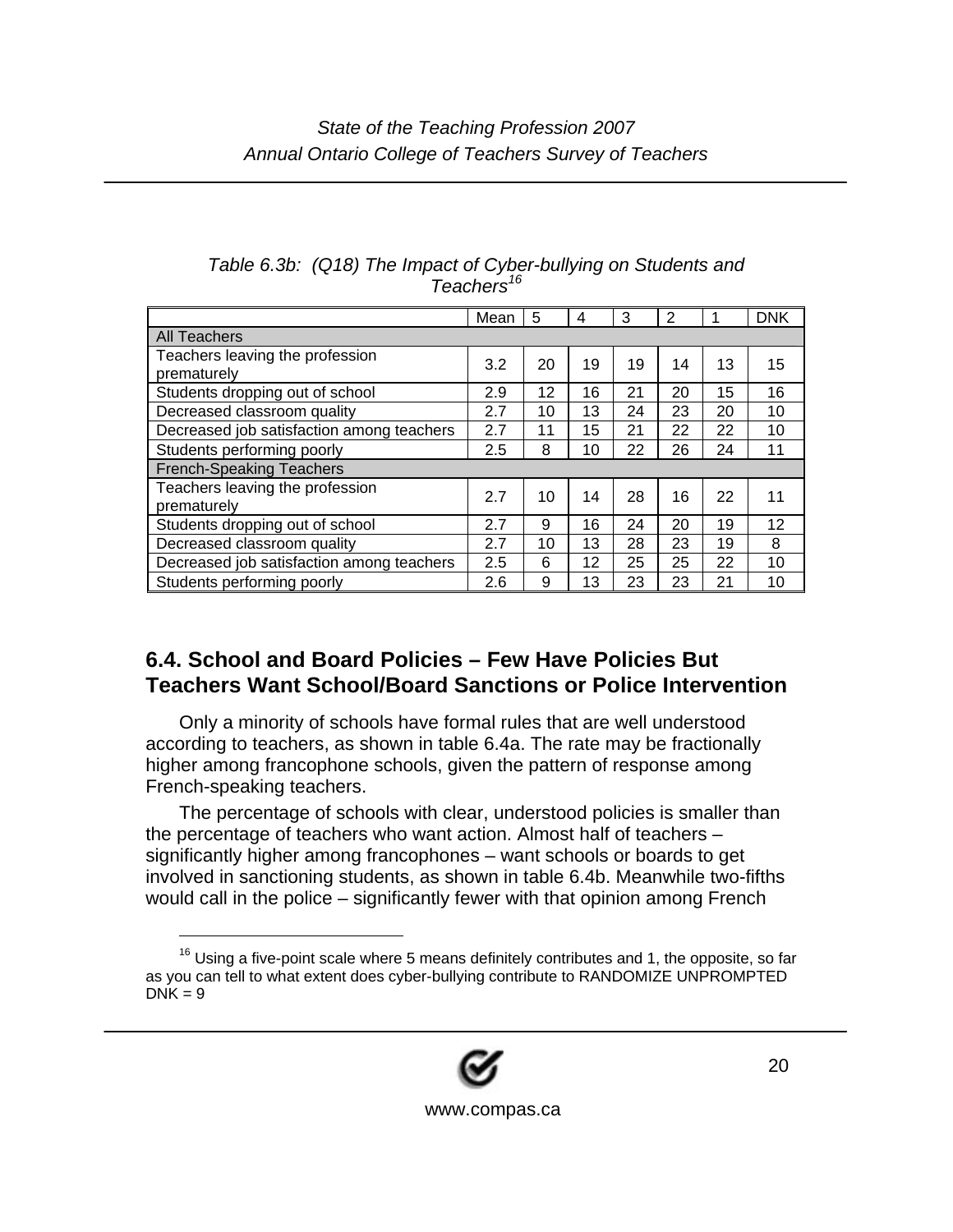*Table 6.3b: (Q18) The Impact of Cyber-bullying on Students and Teachers*[16]

| | Mean | 5 | 4 | 3 | 2 | 1 | DNK |
|---|---|---|---|---|---|---|---|
| **All Teachers** | | | | | | | |
| Teachers leaving the profession prematurely | 3.2 | 20 | 19 | 19 | 14 | 13 | 15 |
| Students dropping out of school | 2.9 | 12 | 16 | 21 | 20 | 15 | 16 |
| Decreased classroom quality | 2.7 | 10 | 13 | 24 | 23 | 20 | 10 |
| Decreased job satisfaction among teachers | 2.7 | 11 | 15 | 21 | 22 | 22 | 10 |
| Students performing poorly | 2.5 | 8 | 10 | 22 | 26 | 24 | 11 |
| **French-Speaking Teachers** | | | | | | | |
| Teachers leaving the profession prematurely | 2.7 | 10 | 14 | 28 | 16 | 22 | 11 |
| Students dropping out of school | 2.7 | 9 | 16 | 24 | 20 | 19 | 12 |
| Decreased classroom quality | 2.7 | 10 | 13 | 28 | 23 | 19 | 8 |
| Decreased job satisfaction among teachers | 2.5 | 6 | 12 | 25 | 25 | 22 | 10 |
| Students performing poorly | 2.6 | 9 | 13 | 23 | 23 | 21 | 10 |

## 6.4. School and Board Policies – Few Have Policies But Teachers Want School/Board Sanctions or Police Intervention

Only a minority of schools have formal rules that are well understood according to teachers, as shown in table 6.4a. The rate may be fractionally higher among francophone schools, given the pattern of response among French-speaking teachers.

The percentage of schools with clear, understood policies is smaller than the percentage of teachers who want action. Almost half of teachers – significantly higher among francophones – want schools or boards to get involved in sanctioning students, as shown in table 6.4b. Meanwhile two-fifths would call in the police – significantly fewer with that opinion among French

[16] Using a five-point scale where 5 means definitely contributes and 1, the opposite, so far as you can tell to what extent does cyber-bullying contribute to RANDOMIZE UNPROMPTED DNK = 9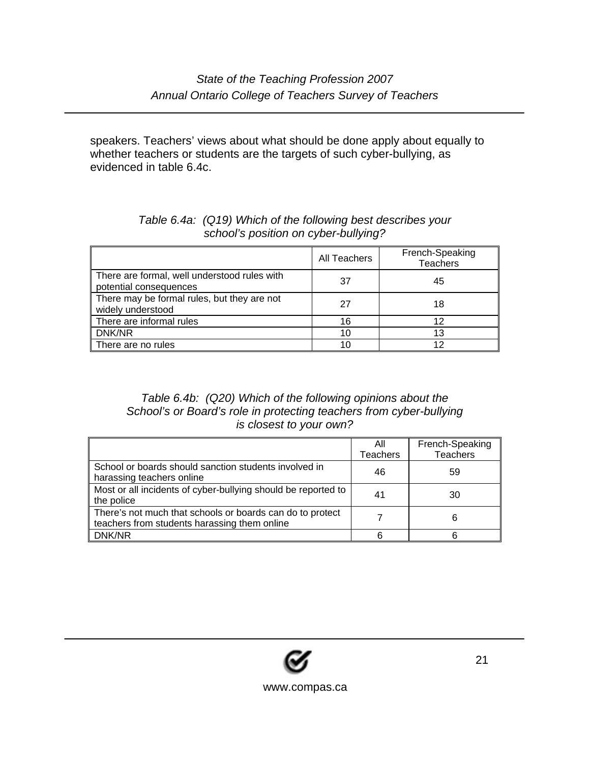speakers. Teachers' views about what should be done apply about equally to whether teachers or students are the targets of such cyber-bullying, as evidenced in table 6.4c.

*Table 6.4a: (Q19) Which of the following best describes your school's position on cyber-bullying?*

| | All Teachers | French-Speaking Teachers |
|---|---|---|
| There are formal, well understood rules with potential consequences | 37 | 45 |
| There may be formal rules, but they are not widely understood | 27 | 18 |
| There are informal rules | 16 | 12 |
| DNK/NR | 10 | 13 |
| There are no rules | 10 | 12 |

*Table 6.4b: (Q20) Which of the following opinions about the School's or Board's role in protecting teachers from cyber-bullying is closest to your own?*

| | All Teachers | French-Speaking Teachers |
|---|---|---|
| School or boards should sanction students involved in harassing teachers online | 46 | 59 |
| Most or all incidents of cyber-bullying should be reported to the police | 41 | 30 |
| There's not much that schools or boards can do to protect teachers from students harassing them online | 7 | 6 |
| DNK/NR | 6 | 6 |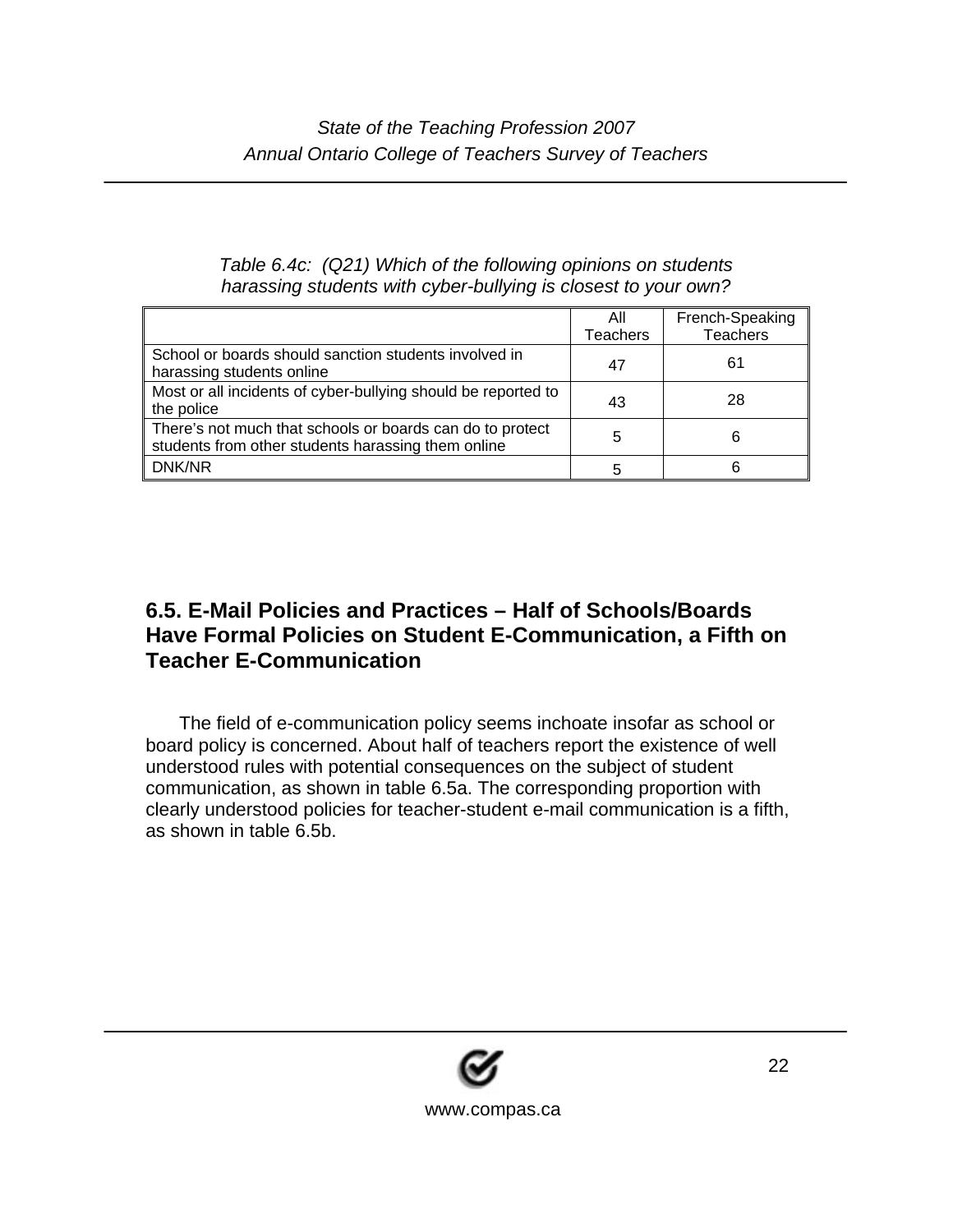*Table 6.4c: (Q21) Which of the following opinions on students harassing students with cyber-bullying is closest to your own?*

| | All Teachers | French-Speaking Teachers |
|---|---|---|
| School or boards should sanction students involved in harassing students online | 47 | 61 |
| Most or all incidents of cyber-bullying should be reported to the police | 43 | 28 |
| There's not much that schools or boards can do to protect students from other students harassing them online | 5 | 6 |
| DNK/NR | 5 | 6 |

## 6.5. E-Mail Policies and Practices – Half of Schools/Boards Have Formal Policies on Student E-Communication, a Fifth on Teacher E-Communication

The field of e-communication policy seems inchoate insofar as school or board policy is concerned. About half of teachers report the existence of well understood rules with potential consequences on the subject of student communication, as shown in table 6.5a. The corresponding proportion with clearly understood policies for teacher-student e-mail communication is a fifth, as shown in table 6.5b.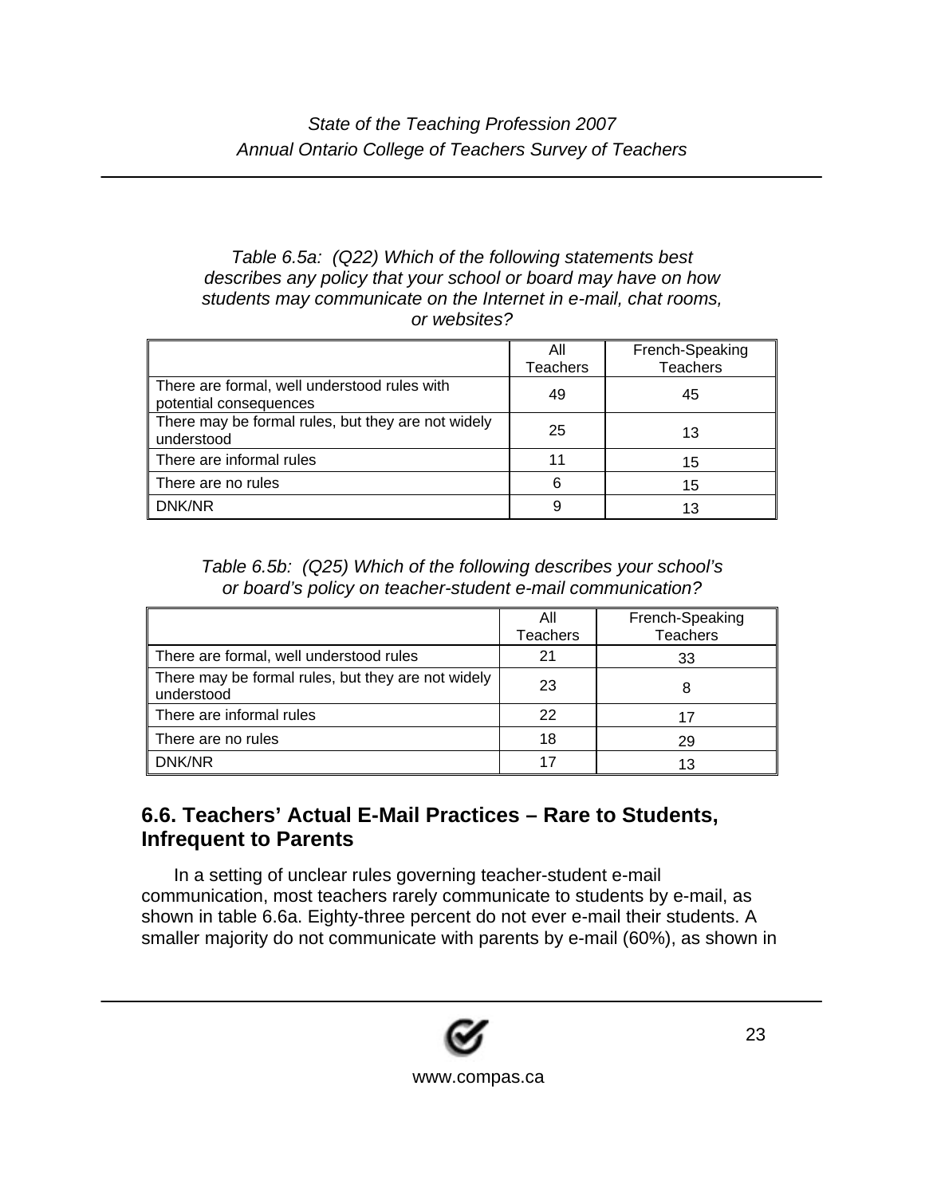*Table 6.5a: (Q22) Which of the following statements best describes any policy that your school or board may have on how students may communicate on the Internet in e-mail, chat rooms, or websites?*

| | All Teachers | French-Speaking Teachers |
|---|---|---|
| There are formal, well understood rules with potential consequences | 49 | 45 |
| There may be formal rules, but they are not widely understood | 25 | 13 |
| There are informal rules | 11 | 15 |
| There are no rules | 6 | 15 |
| DNK/NR | 9 | 13 |

*Table 6.5b: (Q25) Which of the following describes your school's or board's policy on teacher-student e-mail communication?*

| | All Teachers | French-Speaking Teachers |
|---|---|---|
| There are formal, well understood rules | 21 | 33 |
| There may be formal rules, but they are not widely understood | 23 | 8 |
| There are informal rules | 22 | 17 |
| There are no rules | 18 | 29 |
| DNK/NR | 17 | 13 |

## 6.6. Teachers' Actual E-Mail Practices – Rare to Students, Infrequent to Parents

In a setting of unclear rules governing teacher-student e-mail communication, most teachers rarely communicate to students by e-mail, as shown in table 6.6a. Eighty-three percent do not ever e-mail their students. A smaller majority do not communicate with parents by e-mail (60%), as shown in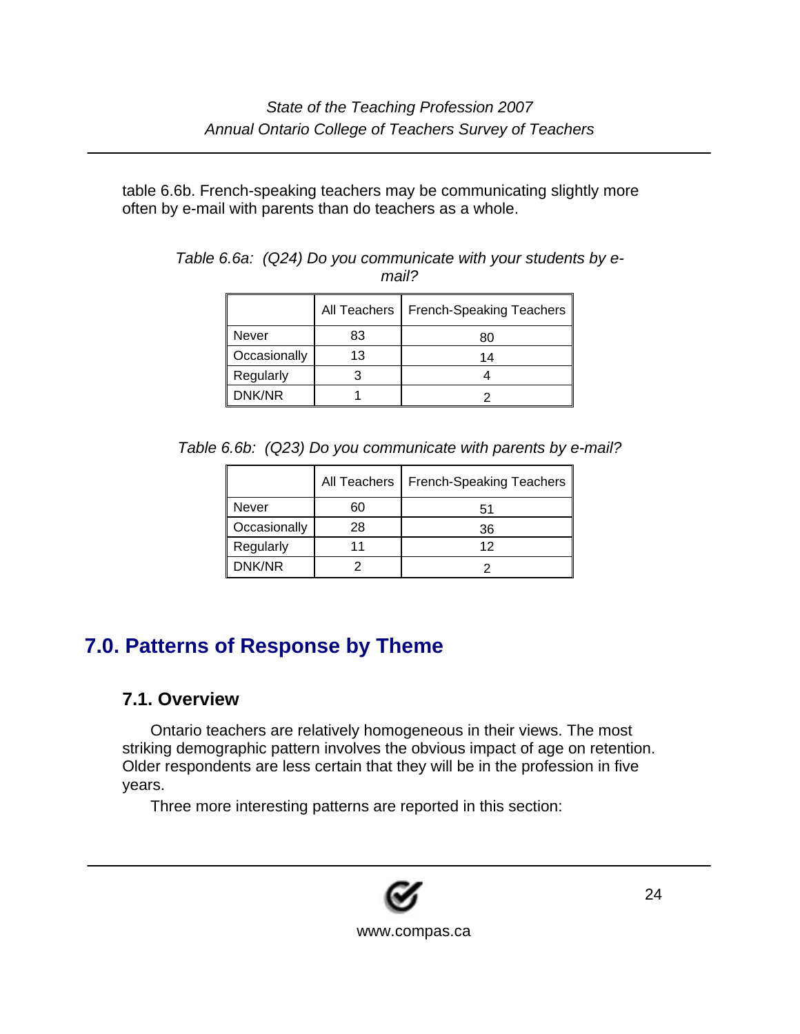table 6.6b. French-speaking teachers may be communicating slightly more often by e-mail with parents than do teachers as a whole.

*Table 6.6a: (Q24) Do you communicate with your students by e-mail?*

| | All Teachers | French-Speaking Teachers |
|---|---|---|
| Never | 83 | 80 |
| Occasionally | 13 | 14 |
| Regularly | 3 | 4 |
| DNK/NR | 1 | 2 |

*Table 6.6b: (Q23) Do you communicate with parents by e-mail?*

| | All Teachers | French-Speaking Teachers |
|---|---|---|
| Never | 60 | 51 |
| Occasionally | 28 | 36 |
| Regularly | 11 | 12 |
| DNK/NR | 2 | 2 |

# 7.0. Patterns of Response by Theme

## 7.1. Overview

Ontario teachers are relatively homogeneous in their views. The most striking demographic pattern involves the obvious impact of age on retention. Older respondents are less certain that they will be in the profession in five years.

Three more interesting patterns are reported in this section: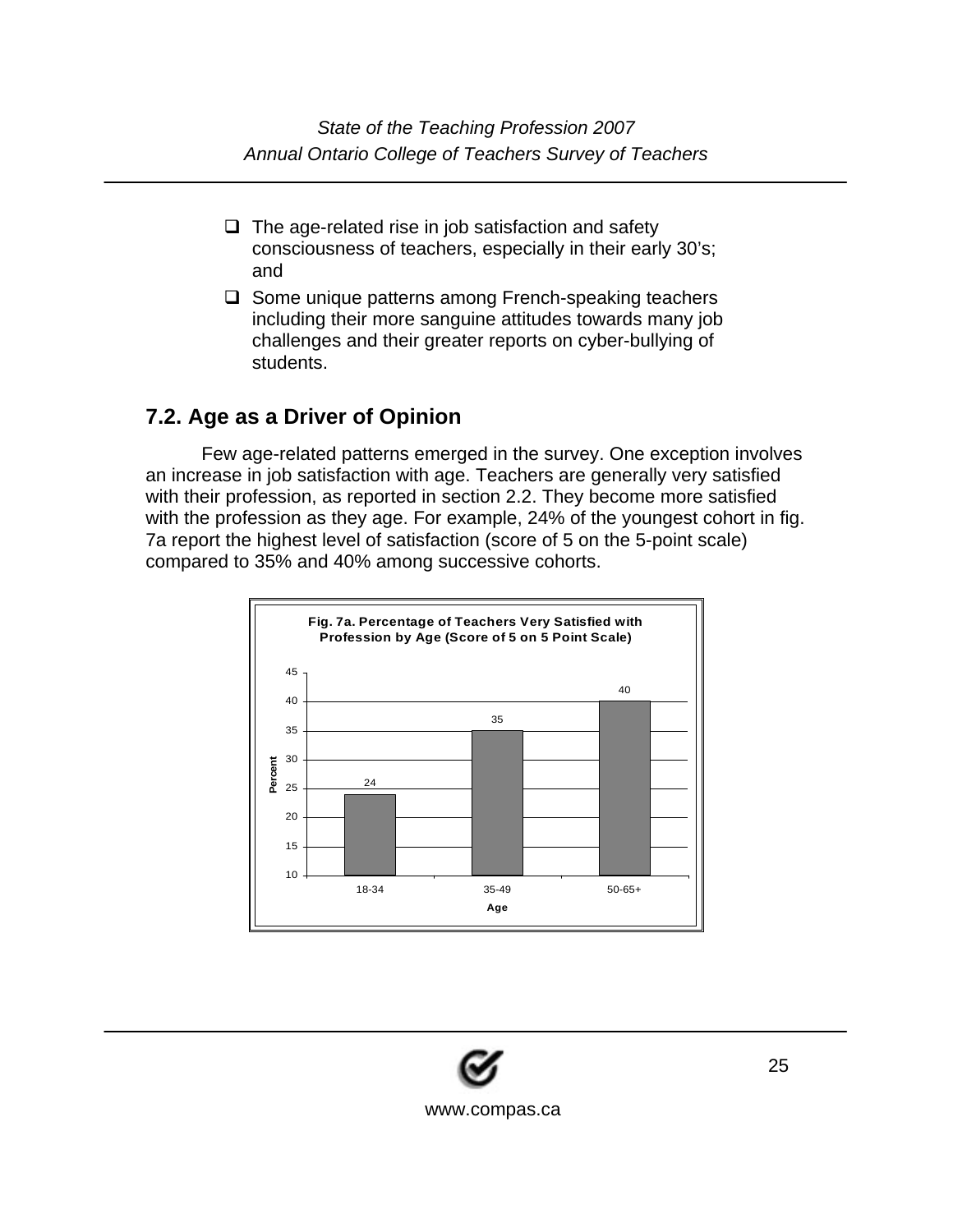- The age-related rise in job satisfaction and safety consciousness of teachers, especially in their early 30's; and
- Some unique patterns among French-speaking teachers including their more sanguine attitudes towards many job challenges and their greater reports on cyber-bullying of students.

## 7.2. Age as a Driver of Opinion

Few age-related patterns emerged in the survey. One exception involves an increase in job satisfaction with age. Teachers are generally very satisfied with their profession, as reported in section 2.2. They become more satisfied with the profession as they age. For example, 24% of the youngest cohort in fig. 7a report the highest level of satisfaction (score of 5 on the 5-point scale) compared to 35% and 40% among successive cohorts.

**Fig. 7a. Percentage of Teachers Very Satisfied with Profession by Age (Score of 5 on 5 Point Scale)**

| Age | Percent |
|---|---|
| 18-34 | 24 |
| 35-49 | 35 |
| 50-65+ | 40 |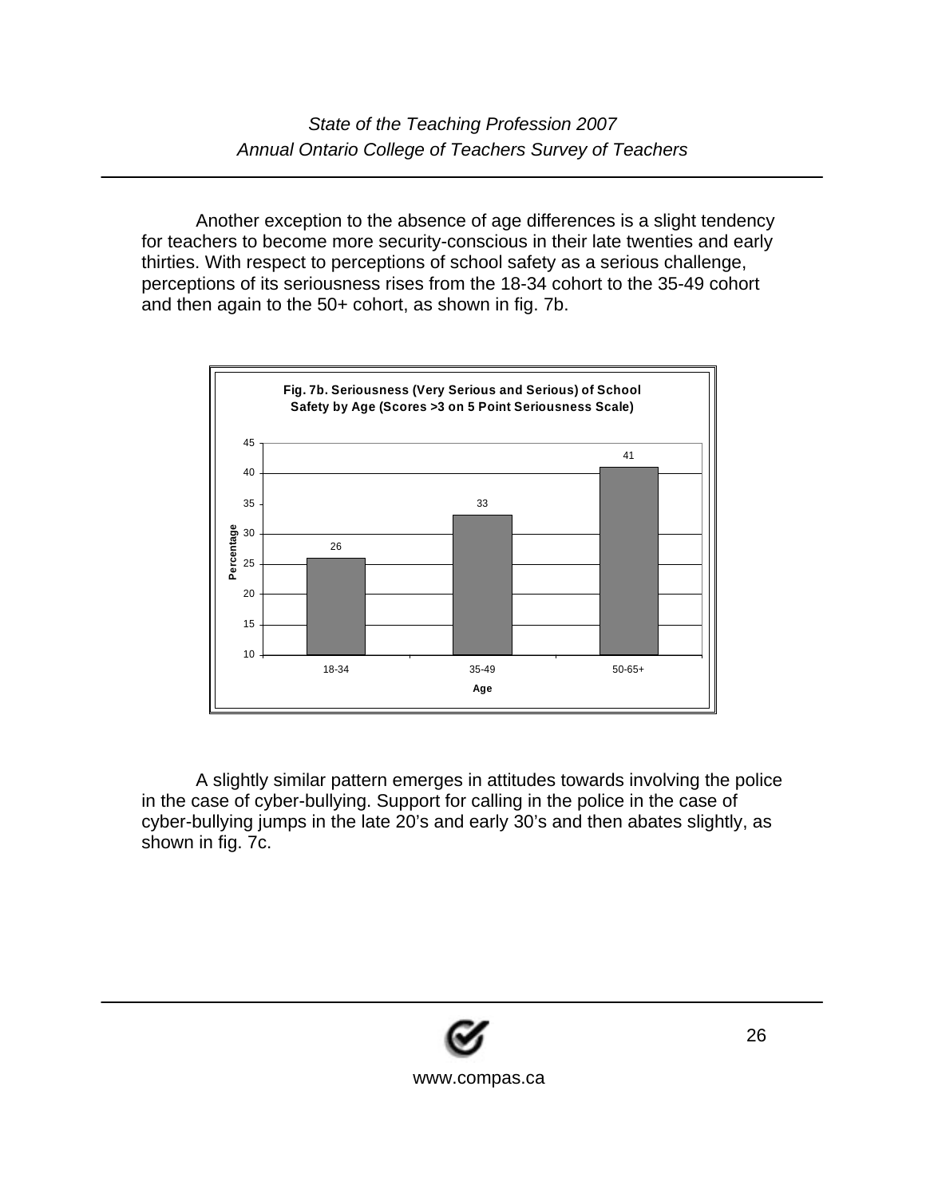Another exception to the absence of age differences is a slight tendency for teachers to become more security-conscious in their late twenties and early thirties. With respect to perceptions of school safety as a serious challenge, perceptions of its seriousness rises from the 18-34 cohort to the 35-49 cohort and then again to the 50+ cohort, as shown in fig. 7b.

**Fig. 7b. Seriousness (Very Serious and Serious) of School Safety by Age (Scores >3 on 5 Point Seriousness Scale)**

| Age | Percentage |
|---|---|
| 18-34 | 26 |
| 35-49 | 33 |
| 50-65+ | 41 |

A slightly similar pattern emerges in attitudes towards involving the police in the case of cyber-bullying. Support for calling in the police in the case of cyber-bullying jumps in the late 20's and early 30's and then abates slightly, as shown in fig. 7c.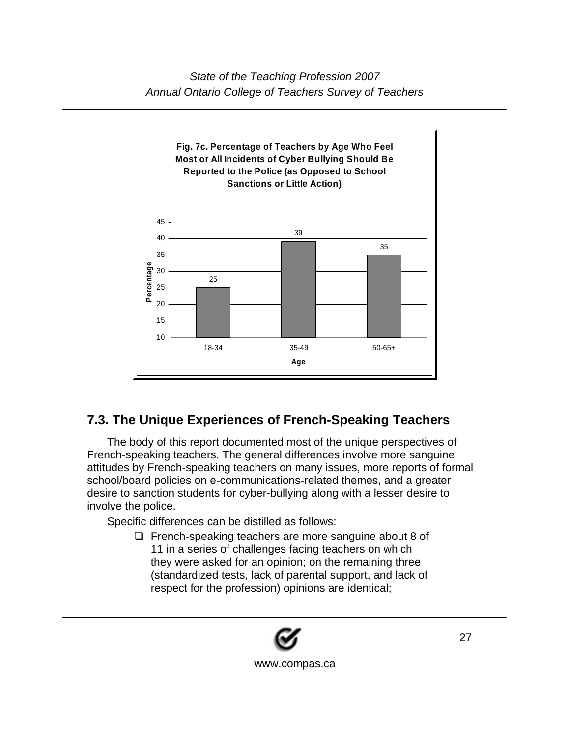**Fig. 7c. Percentage of Teachers by Age Who Feel Most or All Incidents of Cyber Bullying Should Be Reported to the Police (as Opposed to School Sanctions or Little Action)**

| Age | Percentage |
|---|---|
| 18-34 | 25 |
| 35-49 | 39 |
| 50-65+ | 35 |

## 7.3. The Unique Experiences of French-Speaking Teachers

The body of this report documented most of the unique perspectives of French-speaking teachers. The general differences involve more sanguine attitudes by French-speaking teachers on many issues, more reports of formal school/board policies on e-communications-related themes, and a greater desire to sanction students for cyber-bullying along with a lesser desire to involve the police.

Specific differences can be distilled as follows:

- French-speaking teachers are more sanguine about 8 of 11 in a series of challenges facing teachers on which they were asked for an opinion; on the remaining three (standardized tests, lack of parental support, and lack of respect for the profession) opinions are identical;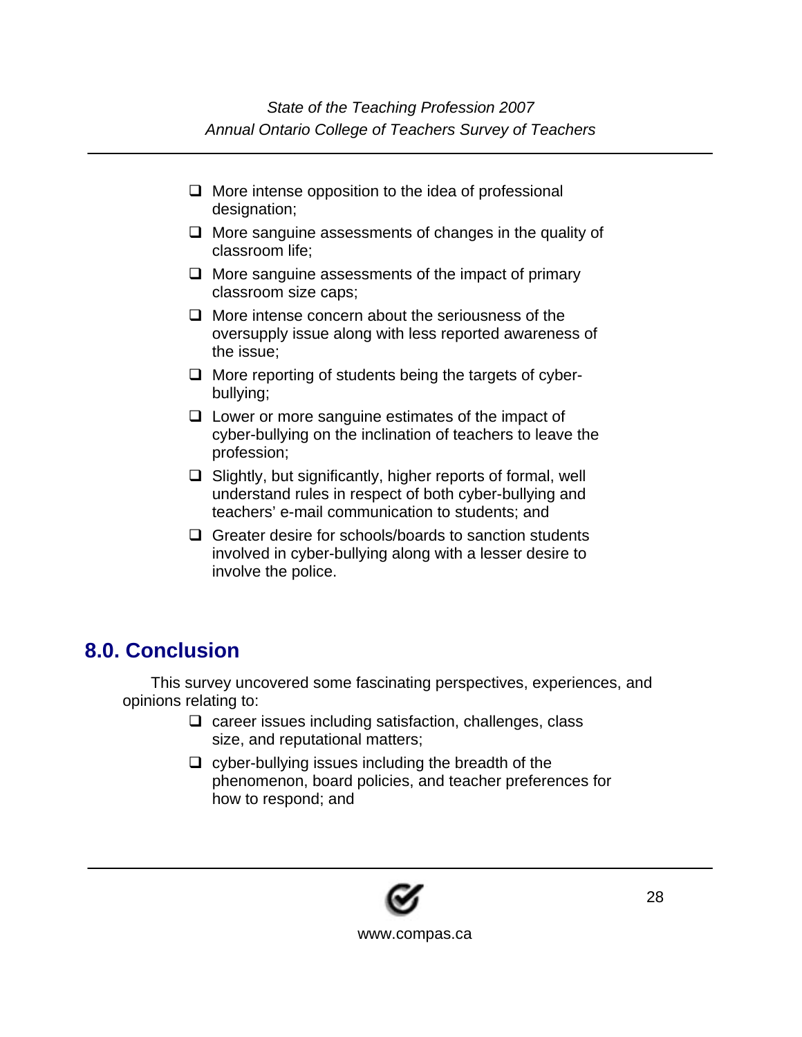- More intense opposition to the idea of professional designation;
- More sanguine assessments of changes in the quality of classroom life;
- More sanguine assessments of the impact of primary classroom size caps;
- More intense concern about the seriousness of the oversupply issue along with less reported awareness of the issue;
- More reporting of students being the targets of cyber-bullying;
- Lower or more sanguine estimates of the impact of cyber-bullying on the inclination of teachers to leave the profession;
- Slightly, but significantly, higher reports of formal, well understand rules in respect of both cyber-bullying and teachers' e-mail communication to students; and
- Greater desire for schools/boards to sanction students involved in cyber-bullying along with a lesser desire to involve the police.

## 8.0. Conclusion

This survey uncovered some fascinating perspectives, experiences, and opinions relating to:

- career issues including satisfaction, challenges, class size, and reputational matters;
- cyber-bullying issues including the breadth of the phenomenon, board policies, and teacher preferences for how to respond; and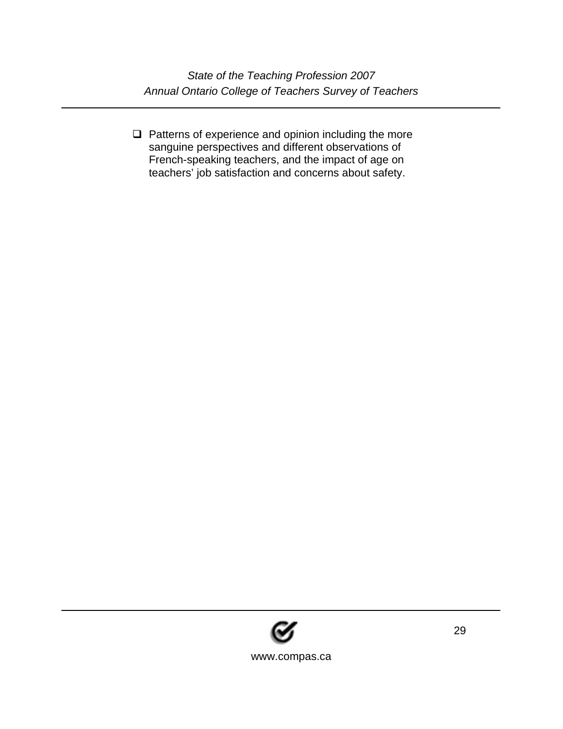- Patterns of experience and opinion including the more sanguine perspectives and different observations of French-speaking teachers, and the impact of age on teachers' job satisfaction and concerns about safety.